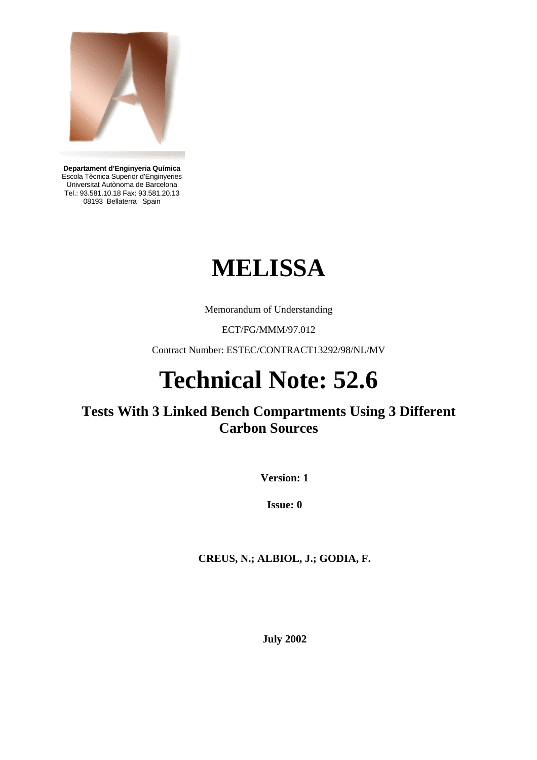**Departament d'Enginyeria Química**
Escola Tècnica Superior d'Enginyeries
Universitat Autònoma de Barcelona
Tel.: 93.581.10.18 Fax: 93.581.20.13
08193 Bellaterra Spain

# MELISSA

Memorandum of Understanding

ECT/FG/MMM/97.012

Contract Number: ESTEC/CONTRACT13292/98/NL/MV

# Technical Note: 52.6

## Tests With 3 Linked Bench Compartments Using 3 Different Carbon Sources

**Version: 1**

**Issue: 0**

**CREUS, N.; ALBIOL, J.; GODIA, F.**

**July 2002**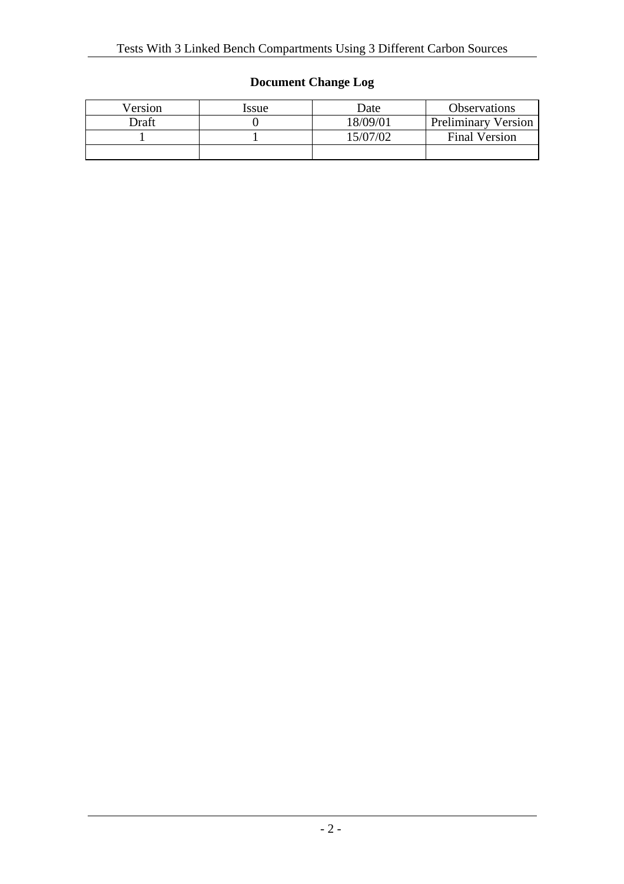**Document Change Log**

| Version | Issue | Date | Observations |
|---|---|---|---|
| Draft | 0 | 18/09/01 | Preliminary Version |
| 1 | 1 | 15/07/02 | Final Version |
| | | | |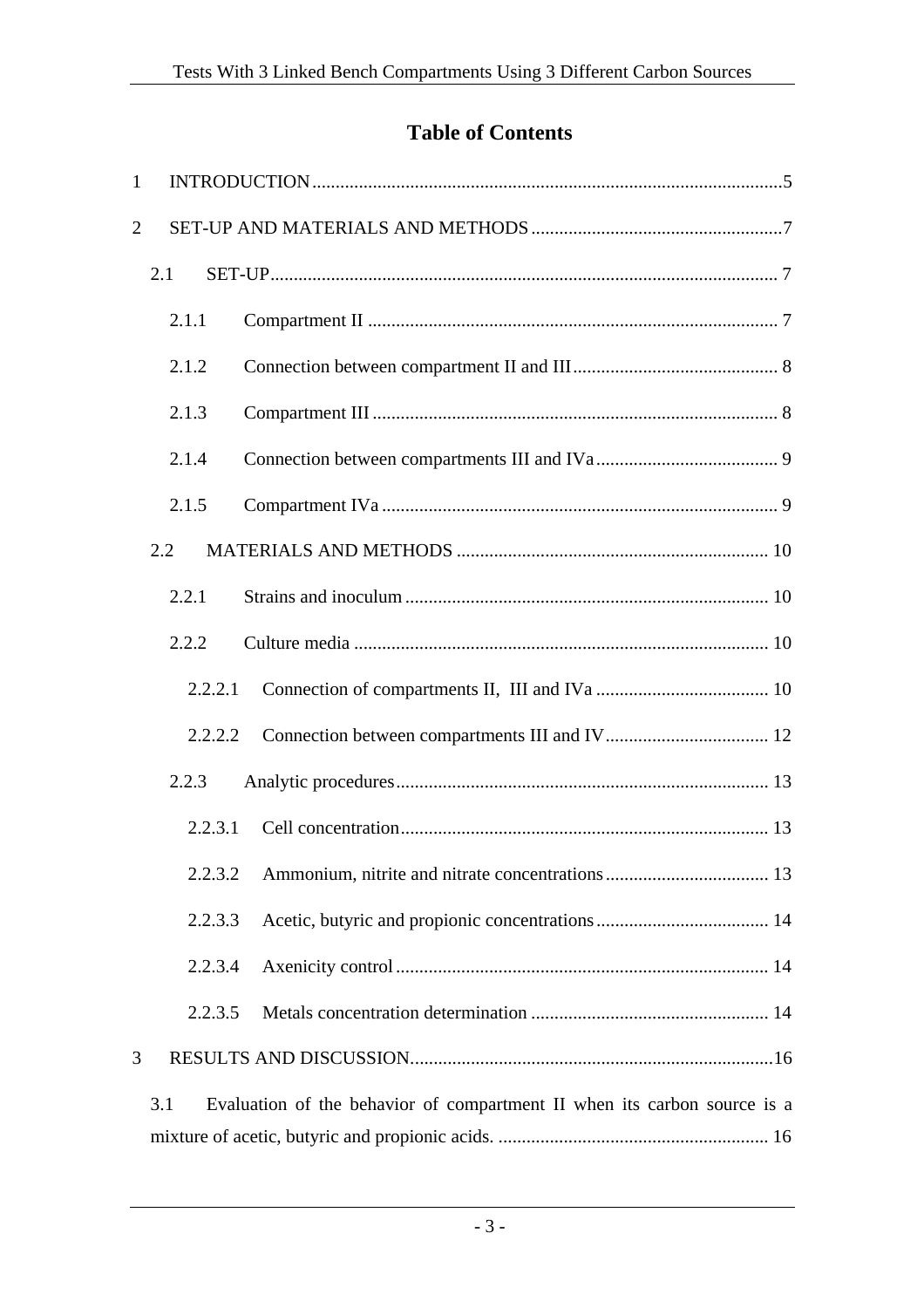# Table of Contents

1 INTRODUCTION ........................................................................................... 5

2 SET-UP AND MATERIALS AND METHODS ........................................................... 7

- 2.1 SET-UP ........................................................................................... 7
  - 2.1.1 Compartment II ........................................................................ 7
  - 2.1.2 Connection between compartment II and III ............................................ 8
  - 2.1.3 Compartment III ....................................................................... 8
  - 2.1.4 Connection between compartments III and IVa ........................................ 9
  - 2.1.5 Compartment IVa ..................................................................... 9
- 2.2 MATERIALS AND METHODS ................................................................... 10
  - 2.2.1 Strains and inoculum ................................................................. 10
  - 2.2.2 Culture media ......................................................................... 10
    - 2.2.2.1 Connection of compartments II, III and IVa ..................................... 10
    - 2.2.2.2 Connection between compartments III and IV .................................. 12
  - 2.2.3 Analytic procedures .................................................................. 13
    - 2.2.3.1 Cell concentration .................................................................. 13
    - 2.2.3.2 Ammonium, nitrite and nitrate concentrations ................................... 13
    - 2.2.3.3 Acetic, butyric and propionic concentrations ..................................... 14
    - 2.2.3.4 Axenicity control ................................................................... 14
    - 2.2.3.5 Metals concentration determination ................................................ 14

3 RESULTS AND DISCUSSION ............................................................................. 16

- 3.1 Evaluation of the behavior of compartment II when its carbon source is a mixture of acetic, butyric and propionic acids. ........................................................... 16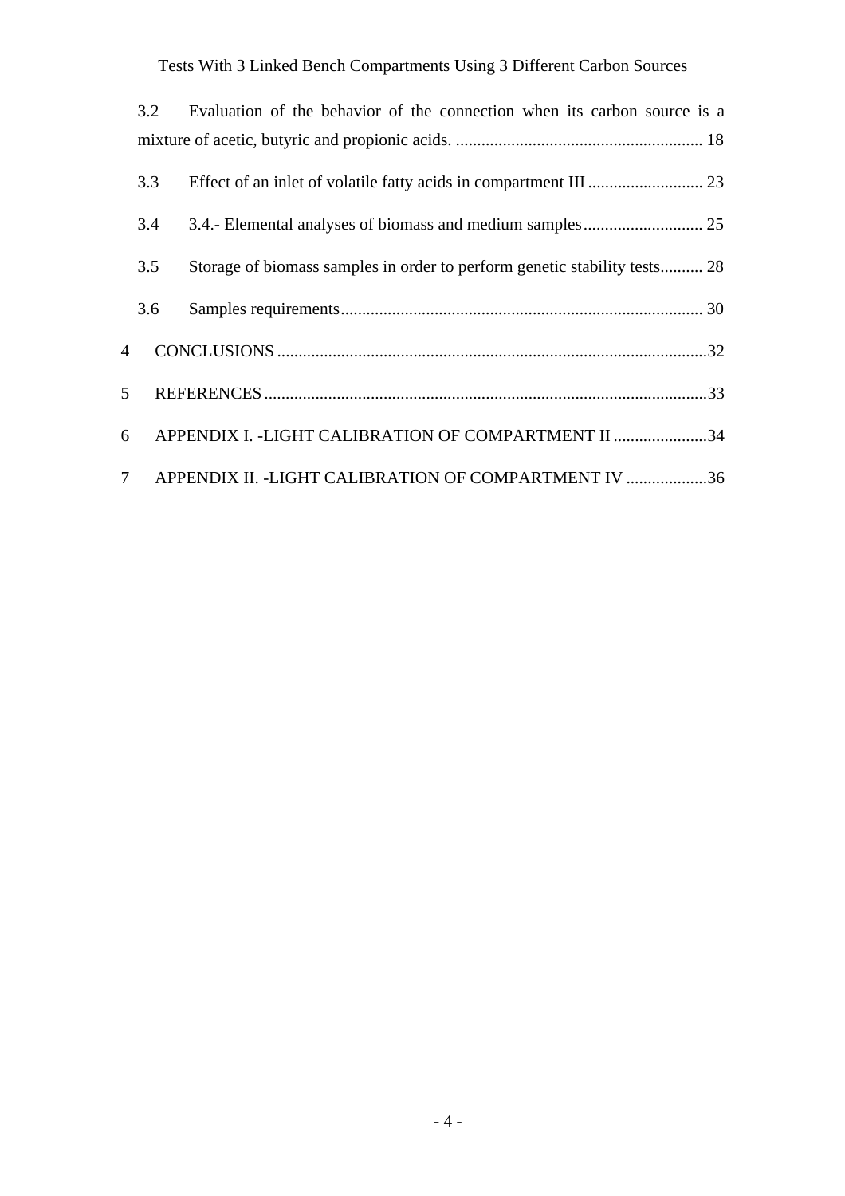3.2 Evaluation of the behavior of the connection when its carbon source is a mixture of acetic, butyric and propionic acids. .......................................................... 18

3.3 Effect of an inlet of volatile fatty acids in compartment III ........................... 23

3.4 3.4.- Elemental analyses of biomass and medium samples............................ 25

3.5 Storage of biomass samples in order to perform genetic stability tests.......... 28

3.6 Samples requirements..................................................................................... 30

4 CONCLUSIONS ....................................................................................................32

5 REFERENCES.......................................................................................................33

6 APPENDIX I. -LIGHT CALIBRATION OF COMPARTMENT II ......................34

7 APPENDIX II. -LIGHT CALIBRATION OF COMPARTMENT IV ...................36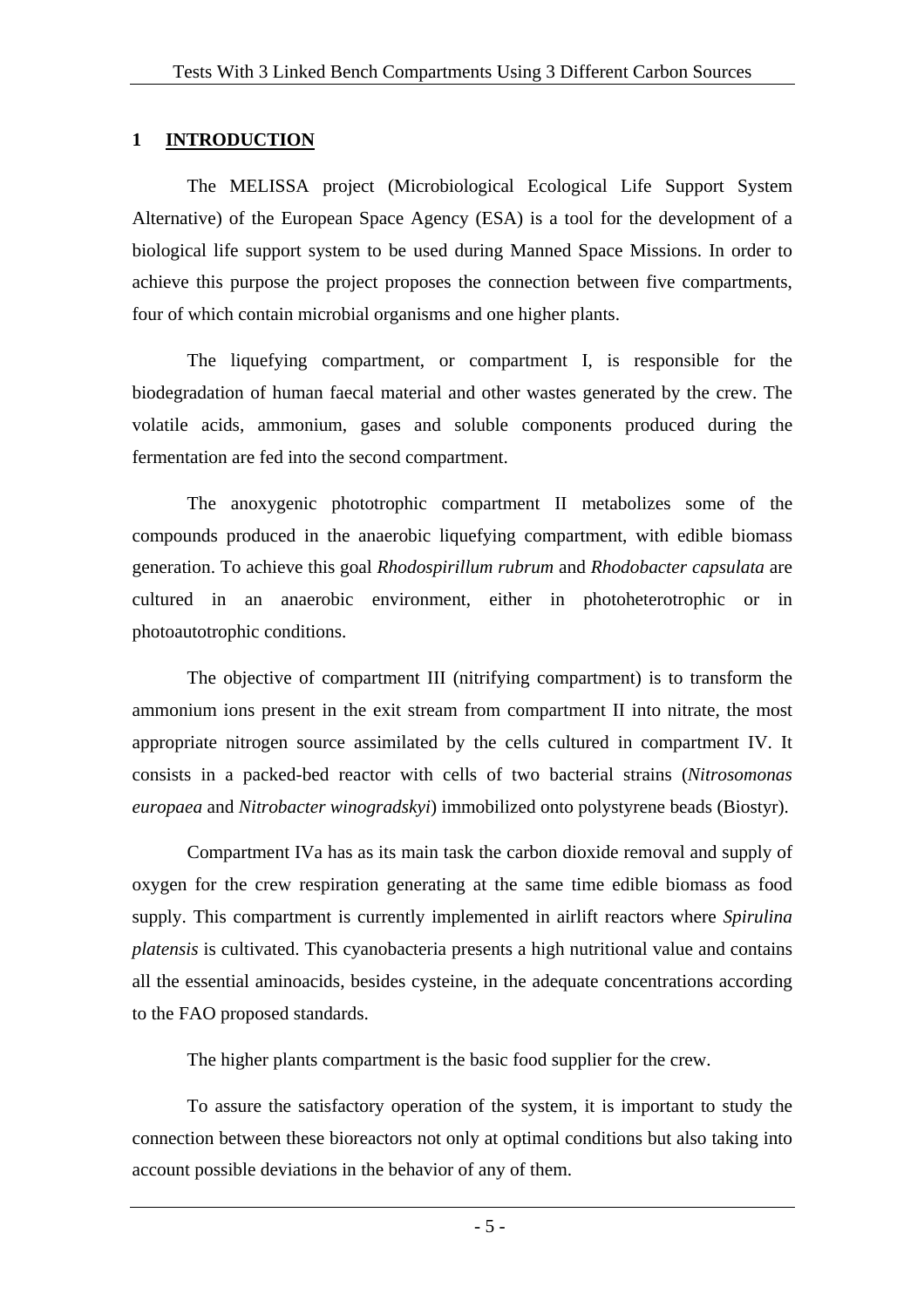# 1 INTRODUCTION

The MELISSA project (Microbiological Ecological Life Support System Alternative) of the European Space Agency (ESA) is a tool for the development of a biological life support system to be used during Manned Space Missions. In order to achieve this purpose the project proposes the connection between five compartments, four of which contain microbial organisms and one higher plants.

The liquefying compartment, or compartment I, is responsible for the biodegradation of human faecal material and other wastes generated by the crew. The volatile acids, ammonium, gases and soluble components produced during the fermentation are fed into the second compartment.

The anoxygenic phototrophic compartment II metabolizes some of the compounds produced in the anaerobic liquefying compartment, with edible biomass generation. To achieve this goal *Rhodospirillum rubrum* and *Rhodobacter capsulata* are cultured in an anaerobic environment, either in photoheterotrophic or in photoautotrophic conditions.

The objective of compartment III (nitrifying compartment) is to transform the ammonium ions present in the exit stream from compartment II into nitrate, the most appropriate nitrogen source assimilated by the cells cultured in compartment IV. It consists in a packed-bed reactor with cells of two bacterial strains (*Nitrosomonas europaea* and *Nitrobacter winogradskyi*) immobilized onto polystyrene beads (Biostyr).

Compartment IVa has as its main task the carbon dioxide removal and supply of oxygen for the crew respiration generating at the same time edible biomass as food supply. This compartment is currently implemented in airlift reactors where *Spirulina platensis* is cultivated. This cyanobacteria presents a high nutritional value and contains all the essential aminoacids, besides cysteine, in the adequate concentrations according to the FAO proposed standards.

The higher plants compartment is the basic food supplier for the crew.

To assure the satisfactory operation of the system, it is important to study the connection between these bioreactors not only at optimal conditions but also taking into account possible deviations in the behavior of any of them.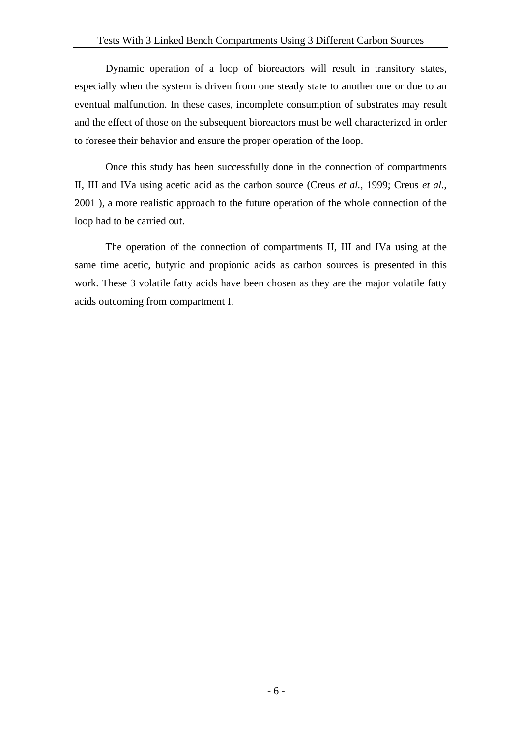Dynamic operation of a loop of bioreactors will result in transitory states, especially when the system is driven from one steady state to another one or due to an eventual malfunction. In these cases, incomplete consumption of substrates may result and the effect of those on the subsequent bioreactors must be well characterized in order to foresee their behavior and ensure the proper operation of the loop.

Once this study has been successfully done in the connection of compartments II, III and IVa using acetic acid as the carbon source (Creus *et al.*, 1999; Creus *et al.*, 2001 ), a more realistic approach to the future operation of the whole connection of the loop had to be carried out.

The operation of the connection of compartments II, III and IVa using at the same time acetic, butyric and propionic acids as carbon sources is presented in this work. These 3 volatile fatty acids have been chosen as they are the major volatile fatty acids outcoming from compartment I.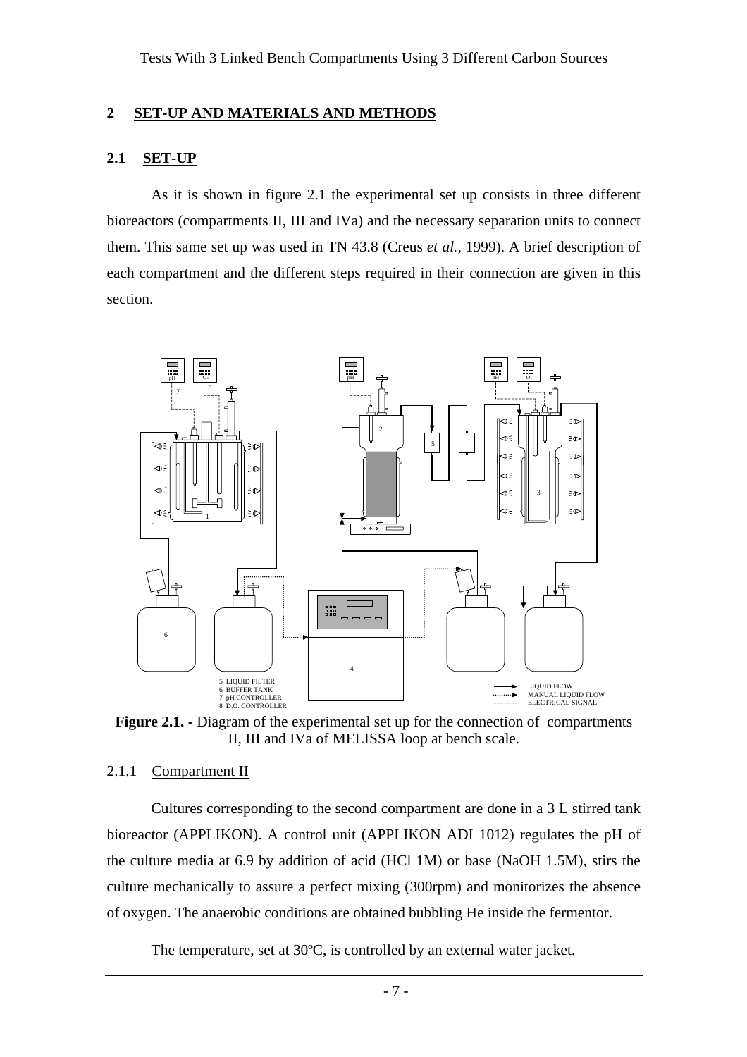# 2 SET-UP AND MATERIALS AND METHODS

## 2.1 SET-UP

As it is shown in figure 2.1 the experimental set up consists in three different bioreactors (compartments II, III and IVa) and the necessary separation units to connect them. This same set up was used in TN 43.8 (Creus *et al.*, 1999). A brief description of each compartment and the different steps required in their connection are given in this section.

**Figure 2.1. -** Diagram of the experimental set up for the connection of compartments II, III and IVa of MELISSA loop at bench scale.

### 2.1.1 Compartment II

Cultures corresponding to the second compartment are done in a 3 L stirred tank bioreactor (APPLIKON). A control unit (APPLIKON ADI 1012) regulates the pH of the culture media at 6.9 by addition of acid (HCl 1M) or base (NaOH 1.5M), stirs the culture mechanically to assure a perfect mixing (300rpm) and monitorizes the absence of oxygen. The anaerobic conditions are obtained bubbling He inside the fermentor.

The temperature, set at 30ºC, is controlled by an external water jacket.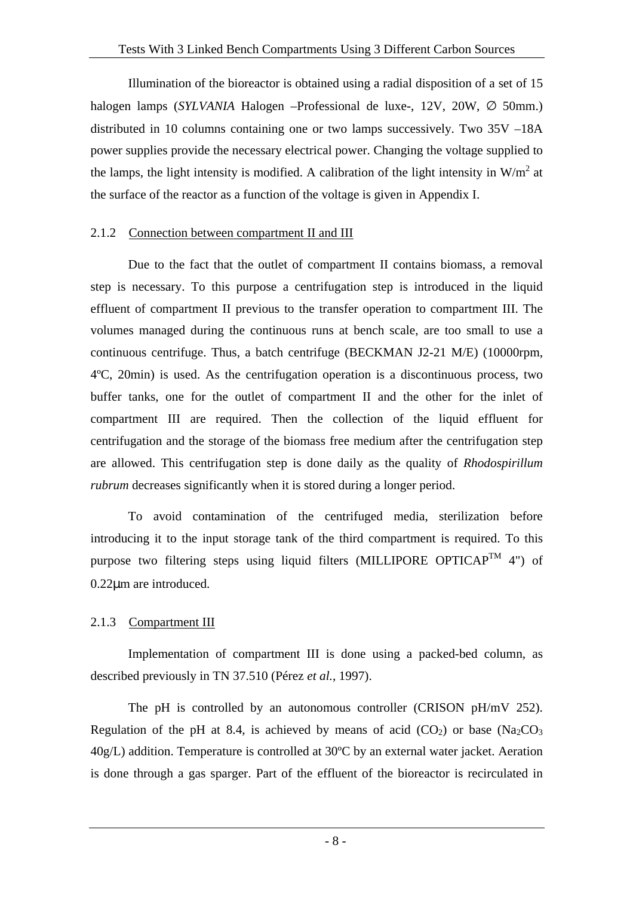Illumination of the bioreactor is obtained using a radial disposition of a set of 15 halogen lamps (*SYLVANIA* Halogen –Professional de luxe-, 12V, 20W, ∅ 50mm.) distributed in 10 columns containing one or two lamps successively. Two 35V –18A power supplies provide the necessary electrical power. Changing the voltage supplied to the lamps, the light intensity is modified. A calibration of the light intensity in $W/m^2$ at the surface of the reactor as a function of the voltage is given in Appendix I.

### 2.1.2 Connection between compartment II and III

Due to the fact that the outlet of compartment II contains biomass, a removal step is necessary. To this purpose a centrifugation step is introduced in the liquid effluent of compartment II previous to the transfer operation to compartment III. The volumes managed during the continuous runs at bench scale, are too small to use a continuous centrifuge. Thus, a batch centrifuge (BECKMAN J2-21 M/E) (10000rpm, 4ºC, 20min) is used. As the centrifugation operation is a discontinuous process, two buffer tanks, one for the outlet of compartment II and the other for the inlet of compartment III are required. Then the collection of the liquid effluent for centrifugation and the storage of the biomass free medium after the centrifugation step are allowed. This centrifugation step is done daily as the quality of *Rhodospirillum rubrum* decreases significantly when it is stored during a longer period.

To avoid contamination of the centrifuged media, sterilization before introducing it to the input storage tank of the third compartment is required. To this purpose two filtering steps using liquid filters (MILLIPORE OPTICAP™ 4") of 0.22μm are introduced.

### 2.1.3 Compartment III

Implementation of compartment III is done using a packed-bed column, as described previously in TN 37.510 (Pérez *et al.*, 1997).

The pH is controlled by an autonomous controller (CRISON pH/mV 252). Regulation of the pH at 8.4, is achieved by means of acid ($CO_2$) or base ($Na_2CO_3$ 40g/L) addition. Temperature is controlled at 30ºC by an external water jacket. Aeration is done through a gas sparger. Part of the effluent of the bioreactor is recirculated in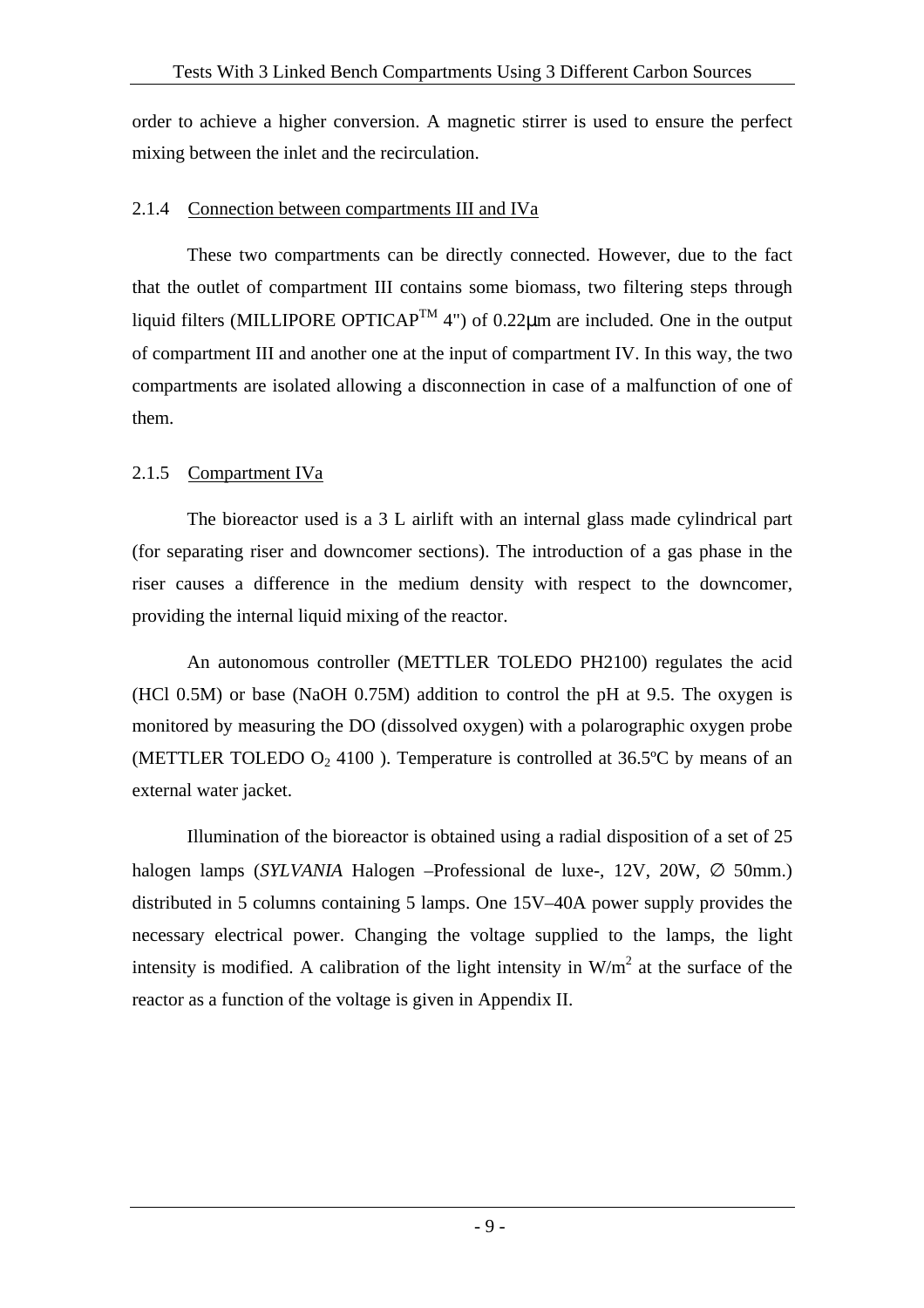order to achieve a higher conversion. A magnetic stirrer is used to ensure the perfect mixing between the inlet and the recirculation.

### 2.1.4 Connection between compartments III and IVa

These two compartments can be directly connected. However, due to the fact that the outlet of compartment III contains some biomass, two filtering steps through liquid filters (MILLIPORE OPTICAP™ 4") of 0.22μm are included. One in the output of compartment III and another one at the input of compartment IV. In this way, the two compartments are isolated allowing a disconnection in case of a malfunction of one of them.

### 2.1.5 Compartment IVa

The bioreactor used is a 3 L airlift with an internal glass made cylindrical part (for separating riser and downcomer sections). The introduction of a gas phase in the riser causes a difference in the medium density with respect to the downcomer, providing the internal liquid mixing of the reactor.

An autonomous controller (METTLER TOLEDO PH2100) regulates the acid (HCl 0.5M) or base (NaOH 0.75M) addition to control the pH at 9.5. The oxygen is monitored by measuring the DO (dissolved oxygen) with a polarographic oxygen probe (METTLER TOLEDO $O_2$ 4100 ). Temperature is controlled at 36.5ºC by means of an external water jacket.

Illumination of the bioreactor is obtained using a radial disposition of a set of 25 halogen lamps (*SYLVANIA* Halogen –Professional de luxe-, 12V, 20W, ∅ 50mm.) distributed in 5 columns containing 5 lamps. One 15V–40A power supply provides the necessary electrical power. Changing the voltage supplied to the lamps, the light intensity is modified. A calibration of the light intensity in $W/m^2$ at the surface of the reactor as a function of the voltage is given in Appendix II.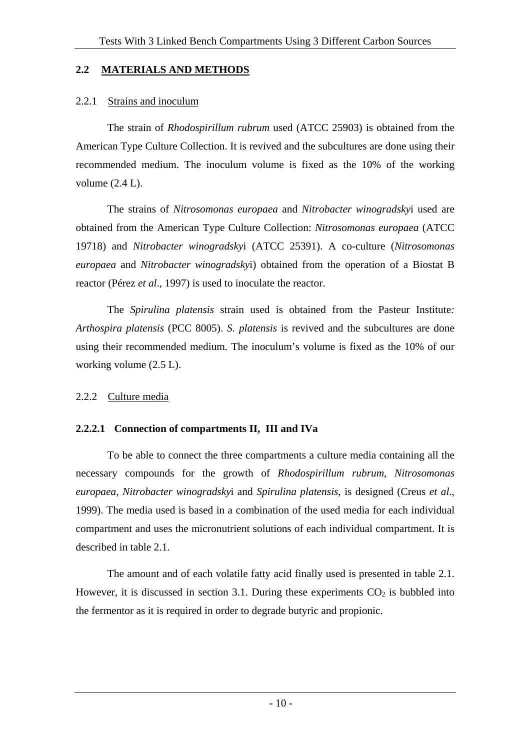## 2.2 MATERIALS AND METHODS

### 2.2.1 Strains and inoculum

The strain of *Rhodospirillum rubrum* used (ATCC 25903) is obtained from the American Type Culture Collection. It is revived and the subcultures are done using their recommended medium. The inoculum volume is fixed as the 10% of the working volume (2.4 L).

The strains of *Nitrosomonas europaea* and *Nitrobacter winogradsky*i used are obtained from the American Type Culture Collection: *Nitrosomonas europaea* (ATCC 19718) and *Nitrobacter winogradsky*i (ATCC 25391). A co-culture (*Nitrosomonas europaea* and *Nitrobacter winogradsky*i) obtained from the operation of a Biostat B reactor (Pérez *et al*., 1997) is used to inoculate the reactor.

The *Spirulina platensis* strain used is obtained from the Pasteur Institute*: Arthospira platensis* (PCC 8005). *S. platensis* is revived and the subcultures are done using their recommended medium. The inoculum's volume is fixed as the 10% of our working volume (2.5 L).

### 2.2.2 Culture media

#### 2.2.2.1 Connection of compartments II, III and IVa

To be able to connect the three compartments a culture media containing all the necessary compounds for the growth of *Rhodospirillum rubrum*, *Nitrosomonas europaea*, *Nitrobacter winogradsky*i and *Spirulina platensis*, is designed (Creus *et al.*, 1999). The media used is based in a combination of the used media for each individual compartment and uses the micronutrient solutions of each individual compartment. It is described in table 2.1.

The amount and of each volatile fatty acid finally used is presented in table 2.1. However, it is discussed in section 3.1. During these experiments $CO_2$ is bubbled into the fermentor as it is required in order to degrade butyric and propionic.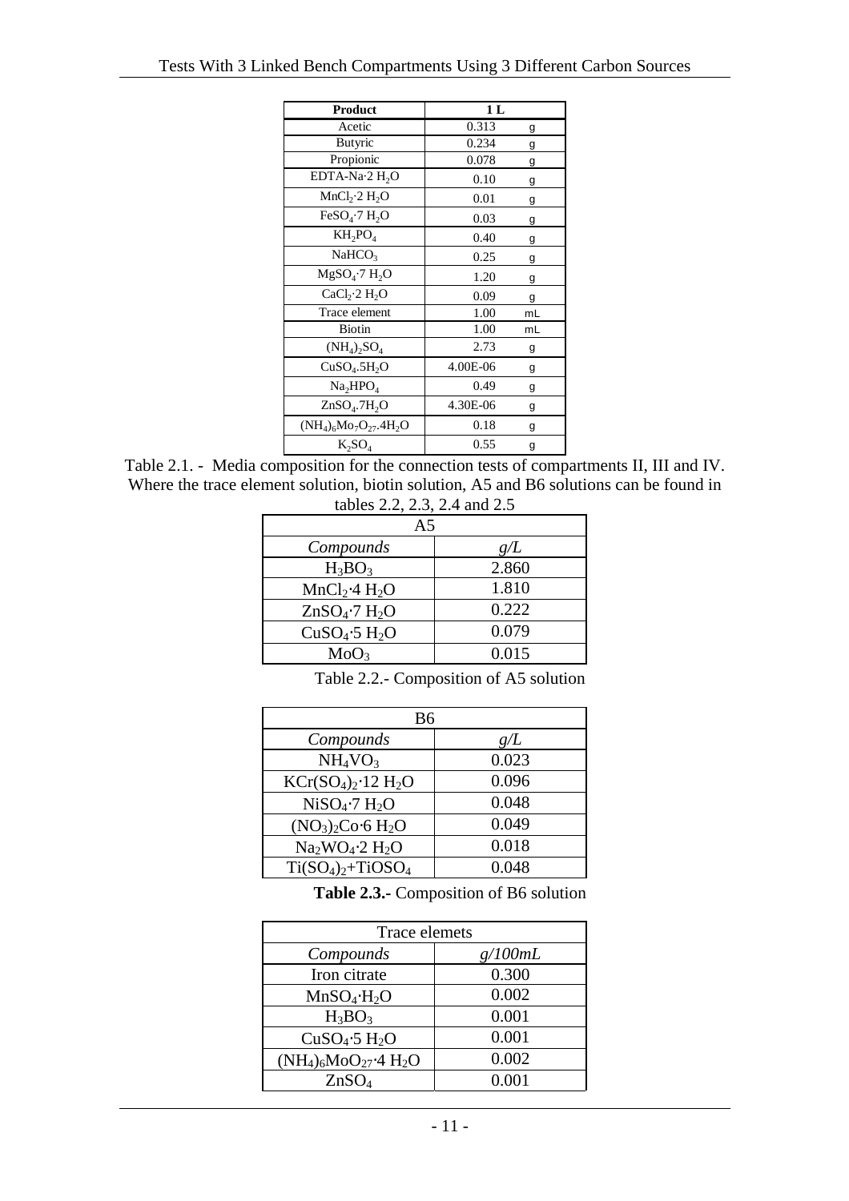| Product | 1 L | |
|---|---|---|
| Acetic | 0.313 | g |
| Butyric | 0.234 | g |
| Propionic | 0.078 | g |
| EDTA-Na·2 $H_2O$ | 0.10 | g |
| $MnCl_2$·2 $H_2O$ | 0.01 | g |
| $FeSO_4$·7 $H_2O$ | 0.03 | g |
| $KH_2PO_4$ | 0.40 | g |
| $NaHCO_3$ | 0.25 | g |
| $MgSO_4$·7 $H_2O$ | 1.20 | g |
| $CaCl_2$·2 $H_2O$ | 0.09 | g |
| Trace element | 1.00 | mL |
| Biotin | 1.00 | mL |
| $(NH_4)_2SO_4$ | 2.73 | g |
| $CuSO_4.5H_2O$ | 4.00E-06 | g |
| $Na_2HPO_4$ | 0.49 | g |
| $ZnSO_4.7H_2O$ | 4.30E-06 | g |
| $(NH_4)_6Mo_7O_{27}.4H_2O$ | 0.18 | g |
| $K_2SO_4$ | 0.55 | g |

Table 2.1. - Media composition for the connection tests of compartments II, III and IV. Where the trace element solution, biotin solution, A5 and B6 solutions can be found in tables 2.2, 2.3, 2.4 and 2.5

| A5 | |
|---|---|
| *Compounds* | *g/L* |
| $H_3BO_3$ | 2.860 |
| $MnCl_2$·4 $H_2O$ | 1.810 |
| $ZnSO_4$·7 $H_2O$ | 0.222 |
| $CuSO_4$·5 $H_2O$ | 0.079 |
| $MoO_3$ | 0.015 |

Table 2.2.- Composition of A5 solution

| B6 | |
|---|---|
| *Compounds* | *g/L* |
| $NH_4VO_3$ | 0.023 |
| $KCr(SO_4)_2$·12 $H_2O$ | 0.096 |
| $NiSO_4$·7 $H_2O$ | 0.048 |
| $(NO_3)_2Co$·6 $H_2O$ | 0.049 |
| $Na_2WO_4$·2 $H_2O$ | 0.018 |
| $Ti(SO_4)_2$+$TiOSO_4$ | 0.048 |

**Table 2.3.-** Composition of B6 solution

| Trace elemets | |
|---|---|
| *Compounds* | *g/100mL* |
| Iron citrate | 0.300 |
| $MnSO_4$·$H_2O$ | 0.002 |
| $H_3BO_3$ | 0.001 |
| $CuSO_4$·5 $H_2O$ | 0.001 |
| $(NH_4)_6MoO_{27}$·4 $H_2O$ | 0.002 |
| $ZnSO_4$ | 0.001 |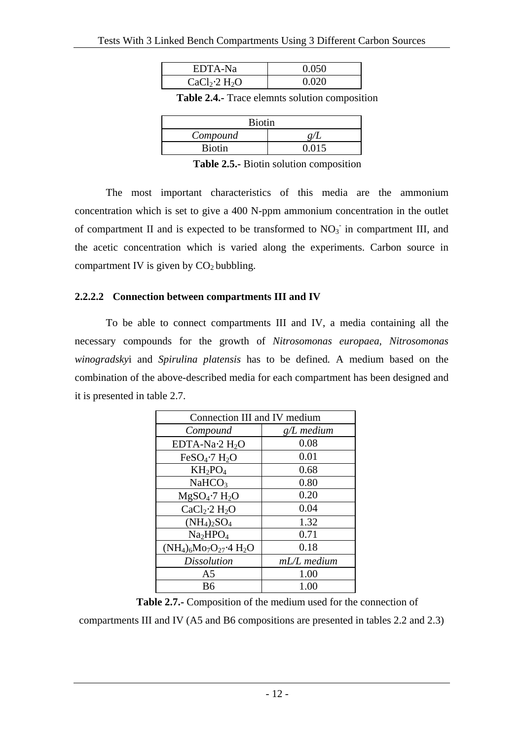| EDTA-Na | 0.050 |
|---|---|
| $CaCl_2·2\ H_2O$ | 0.020 |

**Table 2.4.-** Trace elemnts solution composition

| Biotin | |
|---|---|
| *Compound* | *g/L* |
| Biotin | 0.015 |

**Table 2.5.-** Biotin solution composition

The most important characteristics of this media are the ammonium concentration which is set to give a 400 N-ppm ammonium concentration in the outlet of compartment II and is expected to be transformed to $NO_3^-$ in compartment III, and the acetic concentration which is varied along the experiments. Carbon source in compartment IV is given by $CO_2$ bubbling.

#### 2.2.2.2 Connection between compartments III and IV

To be able to connect compartments III and IV, a media containing all the necessary compounds for the growth of *Nitrosomonas europaea*, *Nitrosomonas winogradsky*i and *Spirulina platensis* has to be defined. A medium based on the combination of the above-described media for each compartment has been designed and it is presented in table 2.7.

| Connection III and IV medium | |
|---|---|
| *Compound* | *g/L medium* |
| $EDTA\text{-}Na·2\ H_2O$ | 0.08 |
| $FeSO_4·7\ H_2O$ | 0.01 |
| $KH_2PO_4$ | 0.68 |
| $NaHCO_3$ | 0.80 |
| $MgSO_4·7\ H_2O$ | 0.20 |
| $CaCl_2·2\ H_2O$ | 0.04 |
| $(NH_4)_2SO_4$ | 1.32 |
| $Na_2HPO_4$ | 0.71 |
| $(NH_4)_6Mo_7O_{27}·4\ H_2O$ | 0.18 |
| *Dissolution* | *mL/L medium* |
| A5 | 1.00 |
| B6 | 1.00 |

**Table 2.7.-** Composition of the medium used for the connection of compartments III and IV (A5 and B6 compositions are presented in tables 2.2 and 2.3)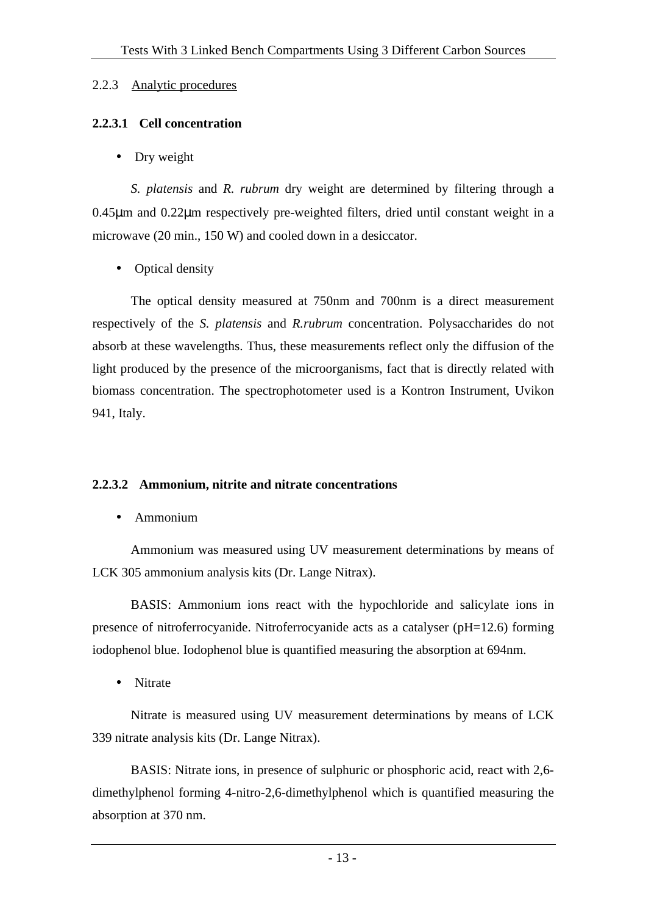### 2.2.3 Analytic procedures

#### 2.2.3.1 Cell concentration

- Dry weight

*S. platensis* and *R. rubrum* dry weight are determined by filtering through a 0.45μm and 0.22μm respectively pre-weighted filters, dried until constant weight in a microwave (20 min., 150 W) and cooled down in a desiccator.

- Optical density

The optical density measured at 750nm and 700nm is a direct measurement respectively of the *S. platensis* and *R.rubrum* concentration. Polysaccharides do not absorb at these wavelengths. Thus, these measurements reflect only the diffusion of the light produced by the presence of the microorganisms, fact that is directly related with biomass concentration. The spectrophotometer used is a Kontron Instrument, Uvikon 941, Italy.

#### 2.2.3.2 Ammonium, nitrite and nitrate concentrations

- Ammonium

Ammonium was measured using UV measurement determinations by means of LCK 305 ammonium analysis kits (Dr. Lange Nitrax).

BASIS: Ammonium ions react with the hypochloride and salicylate ions in presence of nitroferrocyanide. Nitroferrocyanide acts as a catalyser (pH=12.6) forming iodophenol blue. Iodophenol blue is quantified measuring the absorption at 694nm.

- Nitrate

Nitrate is measured using UV measurement determinations by means of LCK 339 nitrate analysis kits (Dr. Lange Nitrax).

BASIS: Nitrate ions, in presence of sulphuric or phosphoric acid, react with 2,6-dimethylphenol forming 4-nitro-2,6-dimethylphenol which is quantified measuring the absorption at 370 nm.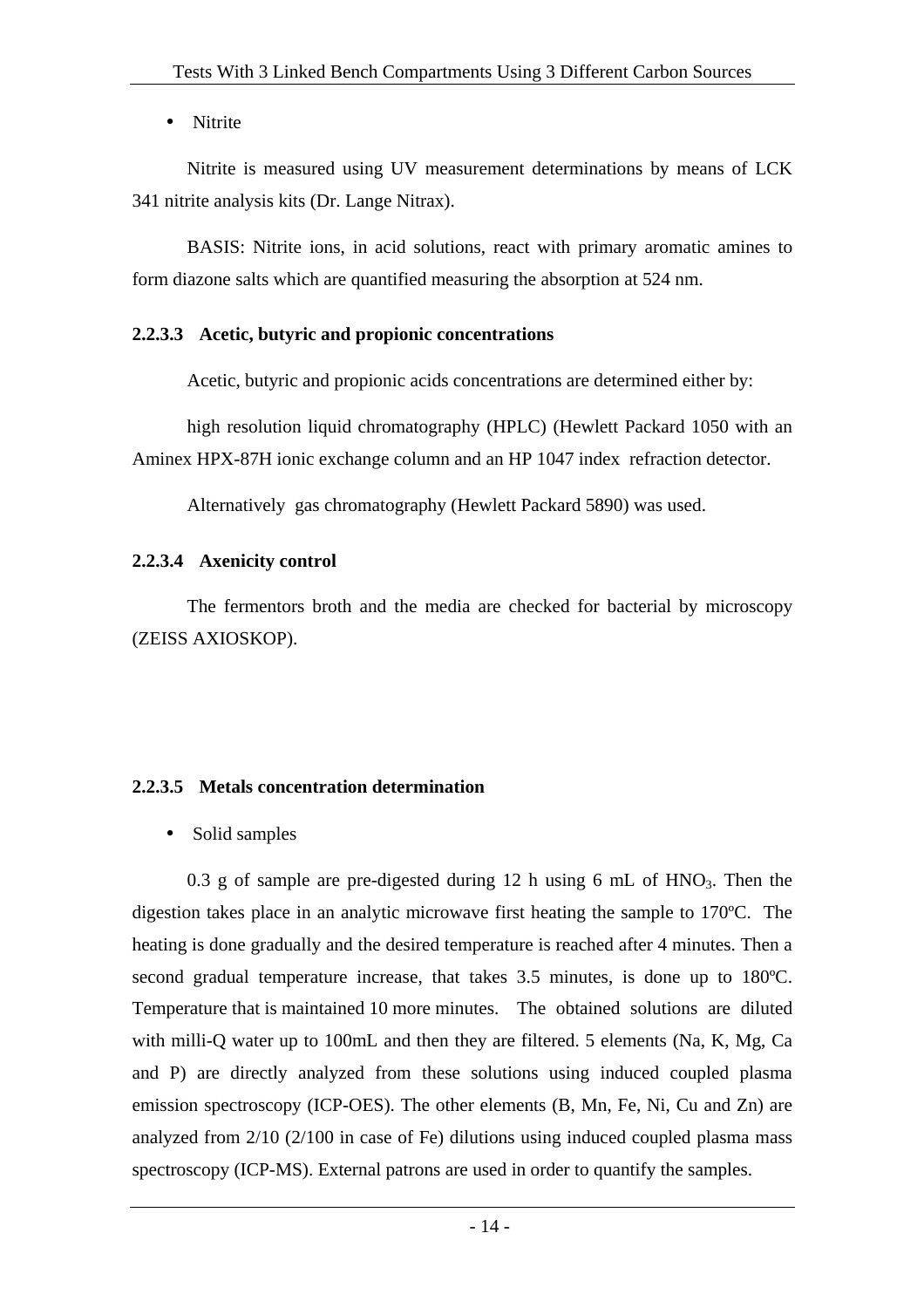- Nitrite

Nitrite is measured using UV measurement determinations by means of LCK 341 nitrite analysis kits (Dr. Lange Nitrax).

BASIS: Nitrite ions, in acid solutions, react with primary aromatic amines to form diazone salts which are quantified measuring the absorption at 524 nm.

#### 2.2.3.3 Acetic, butyric and propionic concentrations

Acetic, butyric and propionic acids concentrations are determined either by:

high resolution liquid chromatography (HPLC) (Hewlett Packard 1050 with an Aminex HPX-87H ionic exchange column and an HP 1047 index refraction detector.

Alternatively gas chromatography (Hewlett Packard 5890) was used.

#### 2.2.3.4 Axenicity control

The fermentors broth and the media are checked for bacterial by microscopy (ZEISS AXIOSKOP).

#### 2.2.3.5 Metals concentration determination

- Solid samples

0.3 g of sample are pre-digested during 12 h using 6 mL of $HNO_3$. Then the digestion takes place in an analytic microwave first heating the sample to 170ºC. The heating is done gradually and the desired temperature is reached after 4 minutes. Then a second gradual temperature increase, that takes 3.5 minutes, is done up to 180ºC. Temperature that is maintained 10 more minutes. The obtained solutions are diluted with milli-Q water up to 100mL and then they are filtered. 5 elements (Na, K, Mg, Ca and P) are directly analyzed from these solutions using induced coupled plasma emission spectroscopy (ICP-OES). The other elements (B, Mn, Fe, Ni, Cu and Zn) are analyzed from 2/10 (2/100 in case of Fe) dilutions using induced coupled plasma mass spectroscopy (ICP-MS). External patrons are used in order to quantify the samples.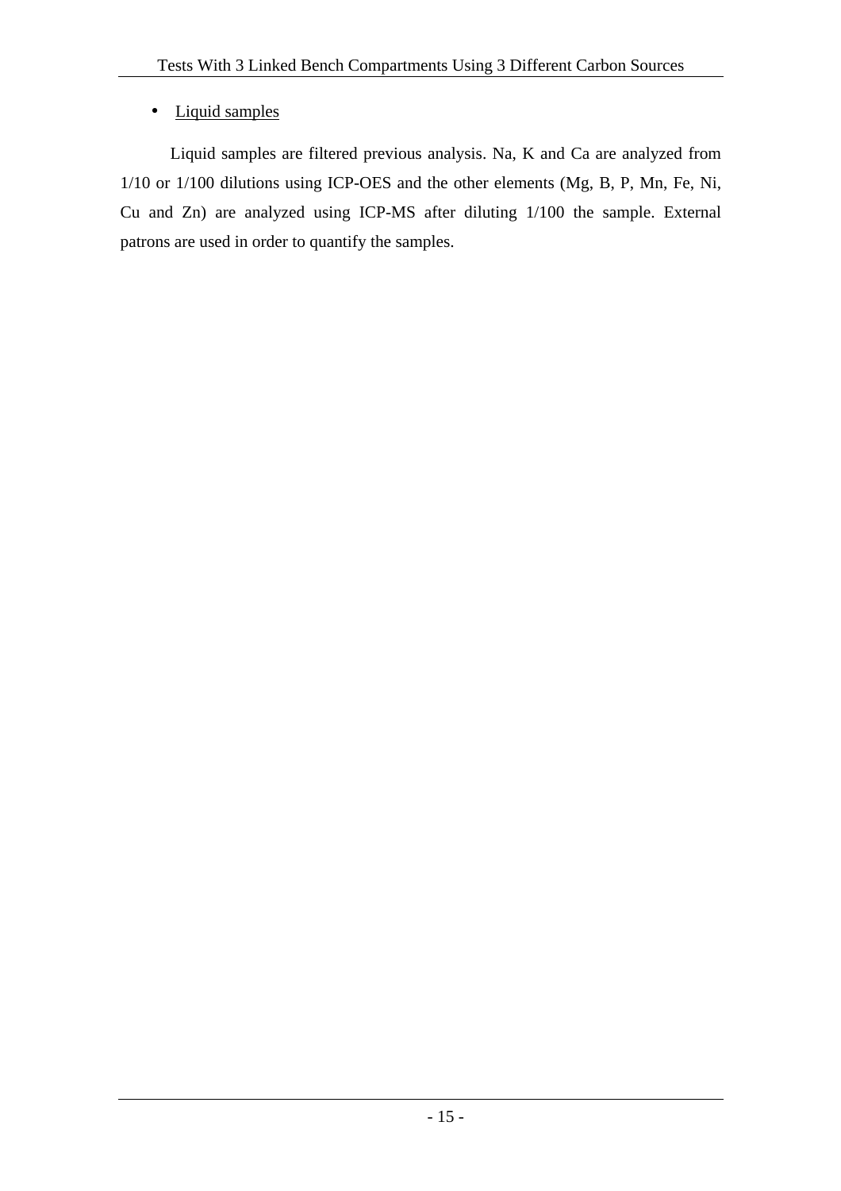- Liquid samples

Liquid samples are filtered previous analysis. Na, K and Ca are analyzed from 1/10 or 1/100 dilutions using ICP-OES and the other elements (Mg, B, P, Mn, Fe, Ni, Cu and Zn) are analyzed using ICP-MS after diluting 1/100 the sample. External patrons are used in order to quantify the samples.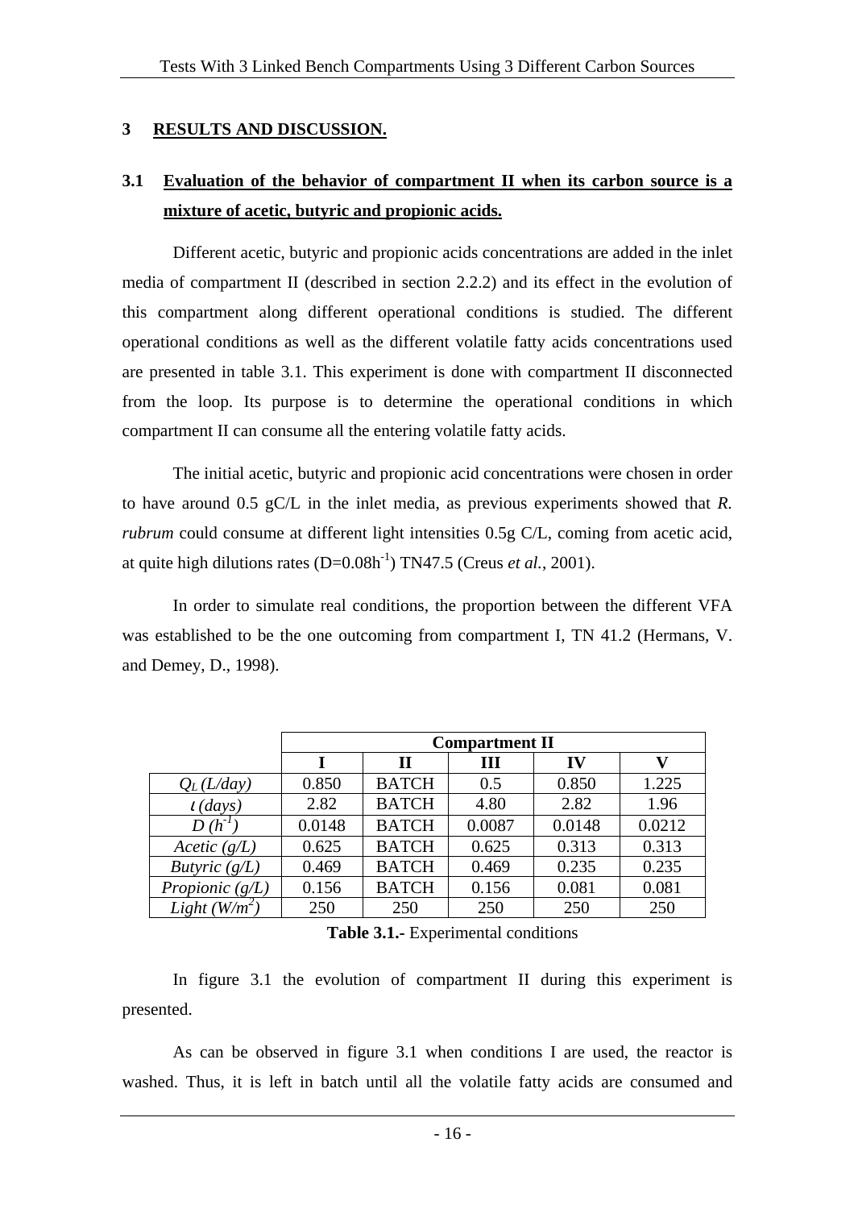## 3 RESULTS AND DISCUSSION.

### 3.1 Evaluation of the behavior of compartment II when its carbon source is a mixture of acetic, butyric and propionic acids.

Different acetic, butyric and propionic acids concentrations are added in the inlet media of compartment II (described in section 2.2.2) and its effect in the evolution of this compartment along different operational conditions is studied. The different operational conditions as well as the different volatile fatty acids concentrations used are presented in table 3.1. This experiment is done with compartment II disconnected from the loop. Its purpose is to determine the operational conditions in which compartment II can consume all the entering volatile fatty acids.

The initial acetic, butyric and propionic acid concentrations were chosen in order to have around 0.5 gC/L in the inlet media, as previous experiments showed that *R. rubrum* could consume at different light intensities 0.5g C/L, coming from acetic acid, at quite high dilutions rates ($D$=0.08h$^{-1}$) TN47.5 (Creus *et al.*, 2001).

In order to simulate real conditions, the proportion between the different VFA was established to be the one outcoming from compartment I, TN 41.2 (Hermans, V. and Demey, D., 1998).

| | Compartment II | | | | |
|---|---|---|---|---|---|
| | **I** | **II** | **III** | **IV** | **V** |
| *$Q_L$ (L/day)* | 0.850 | BATCH | 0.5 | 0.850 | 1.225 |
| *$\iota$ (days)* | 2.82 | BATCH | 4.80 | 2.82 | 1.96 |
| *$D$ ($h^{-1}$)* | 0.0148 | BATCH | 0.0087 | 0.0148 | 0.0212 |
| *Acetic (g/L)* | 0.625 | BATCH | 0.625 | 0.313 | 0.313 |
| *Butyric (g/L)* | 0.469 | BATCH | 0.469 | 0.235 | 0.235 |
| *Propionic (g/L)* | 0.156 | BATCH | 0.156 | 0.081 | 0.081 |
| *Light ($W/m^2$)* | 250 | 250 | 250 | 250 | 250 |

**Table 3.1.-** Experimental conditions

In figure 3.1 the evolution of compartment II during this experiment is presented.

As can be observed in figure 3.1 when conditions I are used, the reactor is washed. Thus, it is left in batch until all the volatile fatty acids are consumed and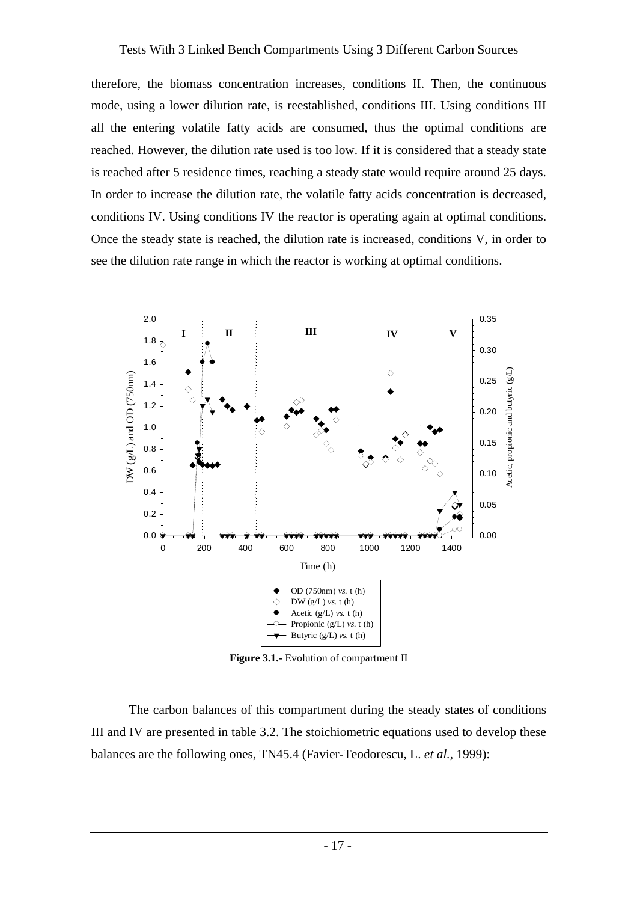therefore, the biomass concentration increases, conditions II. Then, the continuous mode, using a lower dilution rate, is reestablished, conditions III. Using conditions III all the entering volatile fatty acids are consumed, thus the optimal conditions are reached. However, the dilution rate used is too low. If it is considered that a steady state is reached after 5 residence times, reaching a steady state would require around 25 days. In order to increase the dilution rate, the volatile fatty acids concentration is decreased, conditions IV. Using conditions IV the reactor is operating again at optimal conditions. Once the steady state is reached, the dilution rate is increased, conditions V, in order to see the dilution rate range in which the reactor is working at optimal conditions.

**Figure 3.1.-** Evolution of compartment II

The carbon balances of this compartment during the steady states of conditions III and IV are presented in table 3.2. The stoichiometric equations used to develop these balances are the following ones, TN45.4 (Favier-Teodorescu, L. *et al.*, 1999):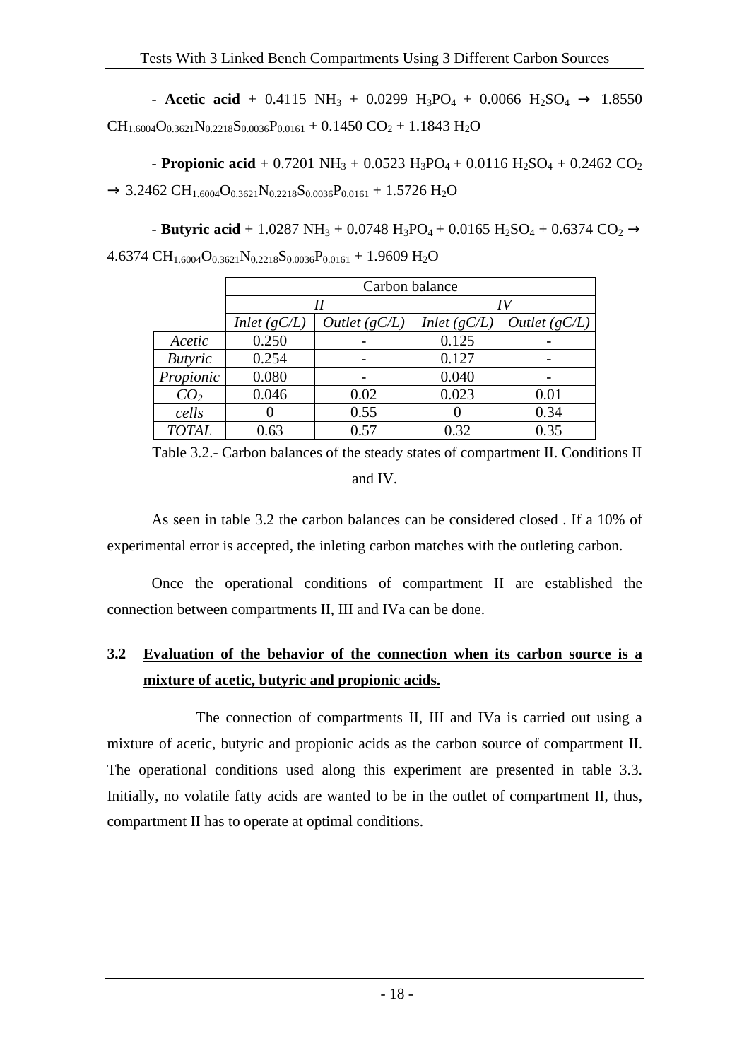- **Acetic acid** + 0.4115 $NH_3$ + 0.0299 $H_3PO_4$ + 0.0066 $H_2SO_4$ → 1.8550 $CH_{1.6004}O_{0.3621}N_{0.2218}S_{0.0036}P_{0.0161}$ + 0.1450 $CO_2$ + 1.1843 $H_2O$

- **Propionic acid** + 0.7201 $NH_3$ + 0.0523 $H_3PO_4$ + 0.0116 $H_2SO_4$ + 0.2462 $CO_2$ → 3.2462 $CH_{1.6004}O_{0.3621}N_{0.2218}S_{0.0036}P_{0.0161}$ + 1.5726 $H_2O$

- **Butyric acid** + 1.0287 $NH_3$ + 0.0748 $H_3PO_4$ + 0.0165 $H_2SO_4$ + 0.6374 $CO_2$ → 4.6374 $CH_{1.6004}O_{0.3621}N_{0.2218}S_{0.0036}P_{0.0161}$ + 1.9609 $H_2O$

| | Carbon balance | | | |
|---|---|---|---|---|
| | *II* | | *IV* | |
| | *Inlet (gC/L)* | *Outlet (gC/L)* | *Inlet (gC/L)* | *Outlet (gC/L)* |
| *Acetic* | 0.250 | - | 0.125 | - |
| *Butyric* | 0.254 | - | 0.127 | - |
| *Propionic* | 0.080 | - | 0.040 | - |
| *$CO_2$* | 0.046 | 0.02 | 0.023 | 0.01 |
| *cells* | 0 | 0.55 | 0 | 0.34 |
| *TOTAL* | 0.63 | 0.57 | 0.32 | 0.35 |

Table 3.2.- Carbon balances of the steady states of compartment II. Conditions II and IV.

As seen in table 3.2 the carbon balances can be considered closed . If a 10% of experimental error is accepted, the inleting carbon matches with the outleting carbon.

Once the operational conditions of compartment II are established the connection between compartments II, III and IVa can be done.

## 3.2 Evaluation of the behavior of the connection when its carbon source is a mixture of acetic, butyric and propionic acids.

The connection of compartments II, III and IVa is carried out using a mixture of acetic, butyric and propionic acids as the carbon source of compartment II. The operational conditions used along this experiment are presented in table 3.3. Initially, no volatile fatty acids are wanted to be in the outlet of compartment II, thus, compartment II has to operate at optimal conditions.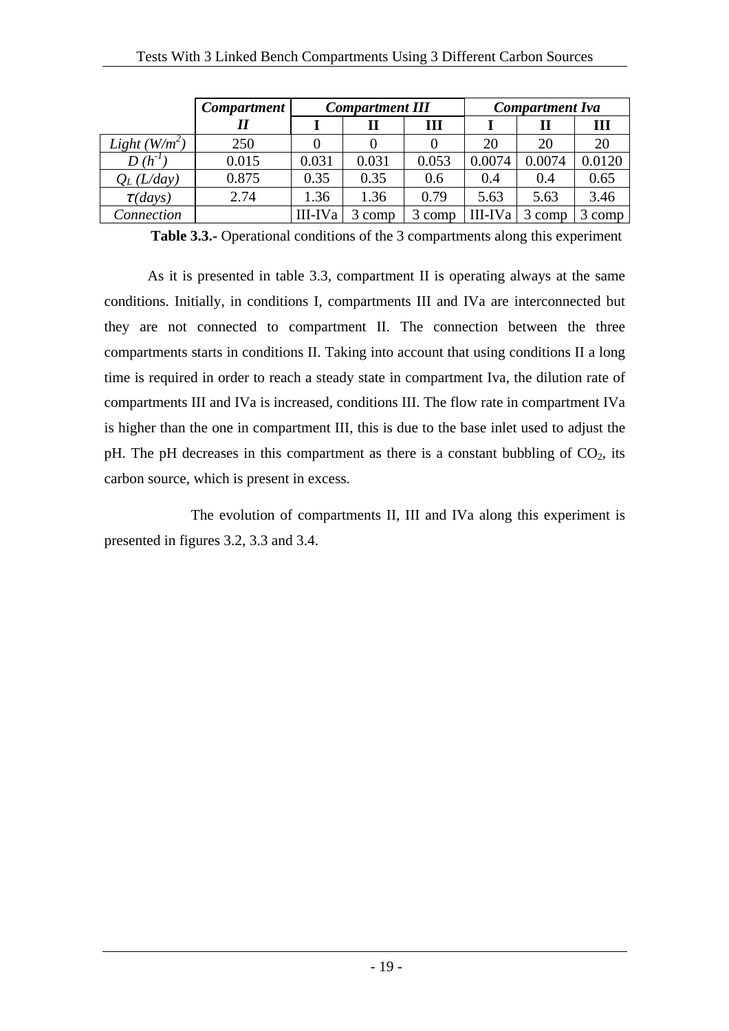|  | *Compartment* | *Compartment III* | | | *Compartment Iva* | | |
|---|---|---|---|---|---|---|---|
|  | ***II*** | **I** | **II** | **III** | **I** | **II** | **III** |
| *Light ($W/m^2$)* | 250 | 0 | 0 | 0 | 20 | 20 | 20 |
| *D ($h^{-1}$)* | 0.015 | 0.031 | 0.031 | 0.053 | 0.0074 | 0.0074 | 0.0120 |
| *$Q_L$ (L/day)* | 0.875 | 0.35 | 0.35 | 0.6 | 0.4 | 0.4 | 0.65 |
| *$\tau$(days)* | 2.74 | 1.36 | 1.36 | 0.79 | 5.63 | 5.63 | 3.46 |
| *Connection* |  | III-IVa | 3 comp | 3 comp | III-IVa | 3 comp | 3 comp |

**Table 3.3.-** Operational conditions of the 3 compartments along this experiment

As it is presented in table 3.3, compartment II is operating always at the same conditions. Initially, in conditions I, compartments III and IVa are interconnected but they are not connected to compartment II. The connection between the three compartments starts in conditions II. Taking into account that using conditions II a long time is required in order to reach a steady state in compartment Iva, the dilution rate of compartments III and IVa is increased, conditions III. The flow rate in compartment IVa is higher than the one in compartment III, this is due to the base inlet used to adjust the pH. The pH decreases in this compartment as there is a constant bubbling of $CO_2$, its carbon source, which is present in excess.

The evolution of compartments II, III and IVa along this experiment is presented in figures 3.2, 3.3 and 3.4.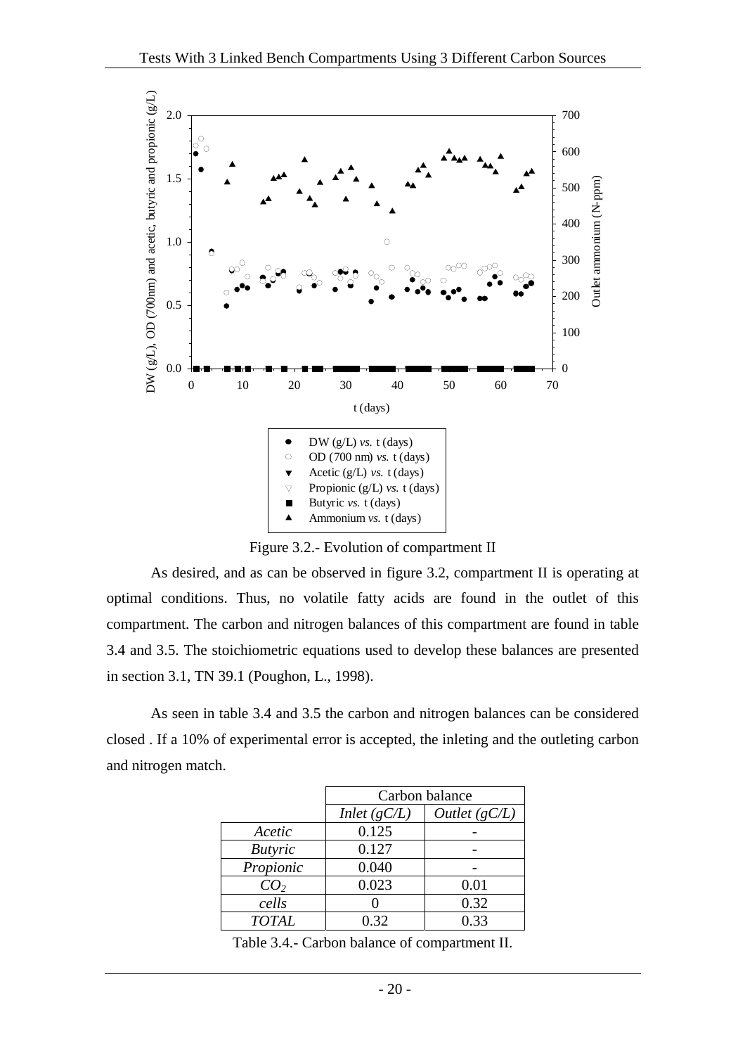Figure 3.2.- Evolution of compartment II

As desired, and as can be observed in figure 3.2, compartment II is operating at optimal conditions. Thus, no volatile fatty acids are found in the outlet of this compartment. The carbon and nitrogen balances of this compartment are found in table 3.4 and 3.5. The stoichiometric equations used to develop these balances are presented in section 3.1, TN 39.1 (Poughon, L., 1998).

As seen in table 3.4 and 3.5 the carbon and nitrogen balances can be considered closed . If a 10% of experimental error is accepted, the inleting and the outleting carbon and nitrogen match.

| | Carbon balance | |
|---|---|---|
| | *Inlet (gC/L)* | *Outlet (gC/L)* |
| *Acetic* | 0.125 | - |
| *Butyric* | 0.127 | - |
| *Propionic* | 0.040 | - |
| *$CO_2$* | 0.023 | 0.01 |
| *cells* | 0 | 0.32 |
| *TOTAL* | 0.32 | 0.33 |

Table 3.4.- Carbon balance of compartment II.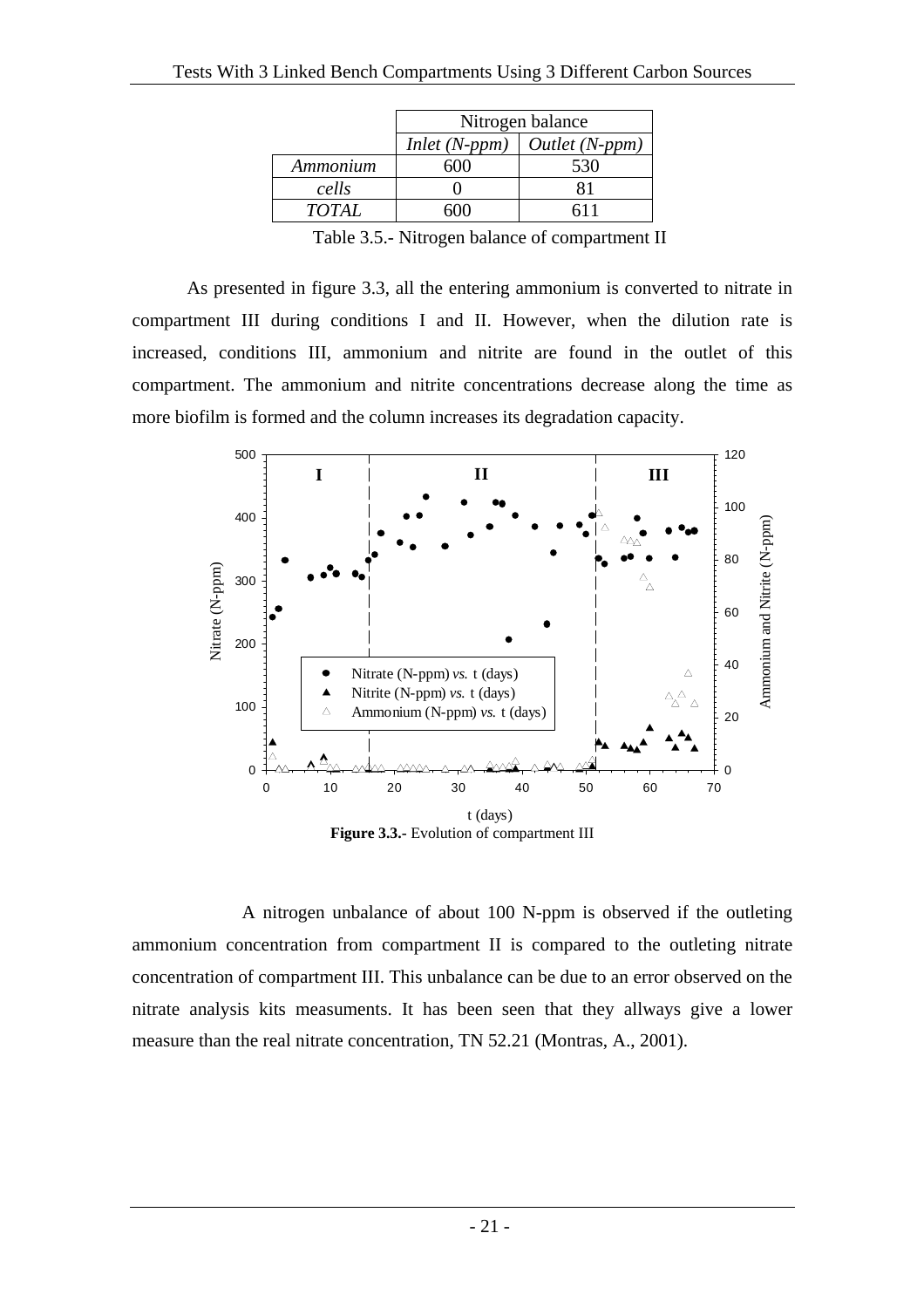| | Nitrogen balance | |
|---|---|---|
| | *Inlet (N-ppm)* | *Outlet (N-ppm)* |
| *Ammonium* | 600 | 530 |
| *cells* | 0 | 81 |
| *TOTAL* | 600 | 611 |

Table 3.5.- Nitrogen balance of compartment II

As presented in figure 3.3, all the entering ammonium is converted to nitrate in compartment III during conditions I and II. However, when the dilution rate is increased, conditions III, ammonium and nitrite are found in the outlet of this compartment. The ammonium and nitrite concentrations decrease along the time as more biofilm is formed and the column increases its degradation capacity.

**Figure 3.3.-** Evolution of compartment III

A nitrogen unbalance of about 100 N-ppm is observed if the outleting ammonium concentration from compartment II is compared to the outleting nitrate concentration of compartment III. This unbalance can be due to an error observed on the nitrate analysis kits measuments. It has been seen that they allways give a lower measure than the real nitrate concentration, TN 52.21 (Montras, A., 2001).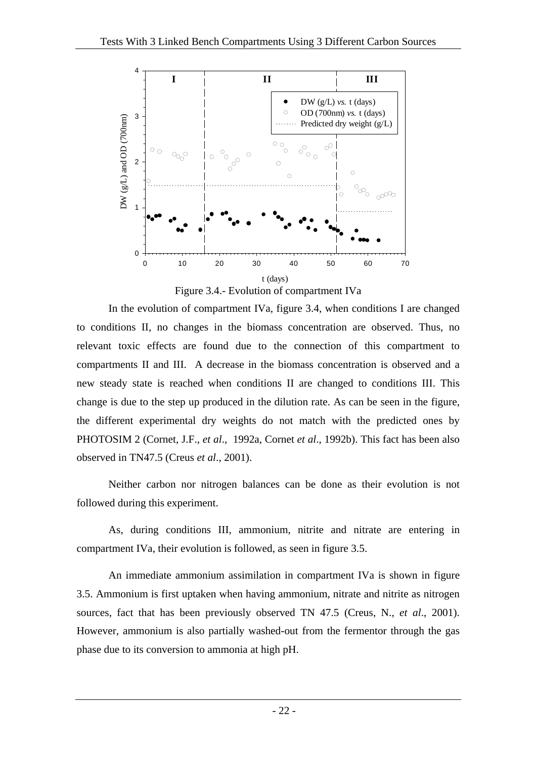Figure 3.4.- Evolution of compartment IVa

In the evolution of compartment IVa, figure 3.4, when conditions I are changed to conditions II, no changes in the biomass concentration are observed. Thus, no relevant toxic effects are found due to the connection of this compartment to compartments II and III. A decrease in the biomass concentration is observed and a new steady state is reached when conditions II are changed to conditions III. This change is due to the step up produced in the dilution rate. As can be seen in the figure, the different experimental dry weights do not match with the predicted ones by PHOTOSIM 2 (Cornet, J.F., *et al*., 1992a, Cornet *et al*., 1992b). This fact has been also observed in TN47.5 (Creus *et al*., 2001).

Neither carbon nor nitrogen balances can be done as their evolution is not followed during this experiment.

As, during conditions III, ammonium, nitrite and nitrate are entering in compartment IVa, their evolution is followed, as seen in figure 3.5.

An immediate ammonium assimilation in compartment IVa is shown in figure 3.5. Ammonium is first uptaken when having ammonium, nitrate and nitrite as nitrogen sources, fact that has been previously observed TN 47.5 (Creus, N., *et al*., 2001). However, ammonium is also partially washed-out from the fermentor through the gas phase due to its conversion to ammonia at high pH.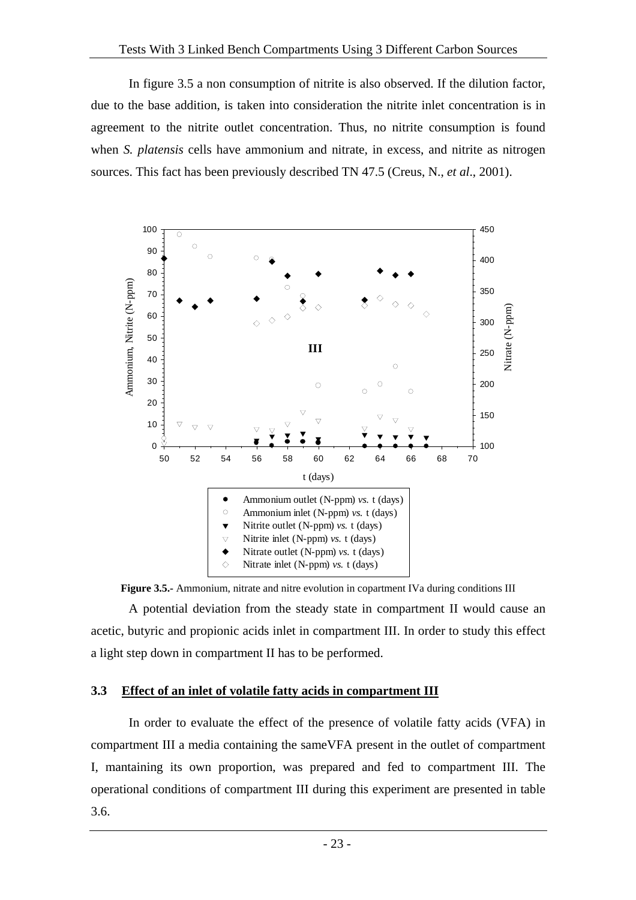In figure 3.5 a non consumption of nitrite is also observed. If the dilution factor, due to the base addition, is taken into consideration the nitrite inlet concentration is in agreement to the nitrite outlet concentration. Thus, no nitrite consumption is found when *S. platensis* cells have ammonium and nitrate, in excess, and nitrite as nitrogen sources. This fact has been previously described TN 47.5 (Creus, N., *et al*., 2001).

**Figure 3.5.-** Ammonium, nitrate and nitre evolution in copartment IVa during conditions III

A potential deviation from the steady state in compartment II would cause an acetic, butyric and propionic acids inlet in compartment III. In order to study this effect a light step down in compartment II has to be performed.

## 3.3 Effect of an inlet of volatile fatty acids in compartment III

In order to evaluate the effect of the presence of volatile fatty acids (VFA) in compartment III a media containing the sameVFA present in the outlet of compartment I, mantaining its own proportion, was prepared and fed to compartment III. The operational conditions of compartment III during this experiment are presented in table 3.6.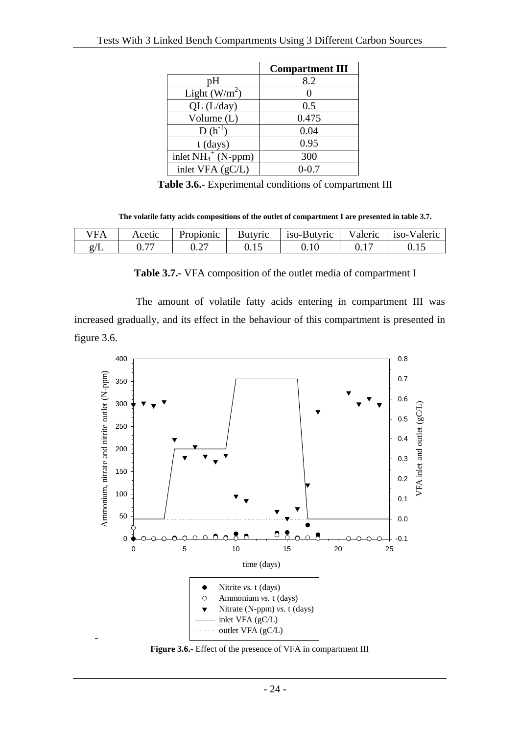| | Compartment III |
|---|---|
| pH | 8.2 |
| Light ($W/m^2$) | 0 |
| QL (L/day) | 0.5 |
| Volume (L) | 0.475 |
| D ($h^{-1}$) | 0.04 |
| ι (days) | 0.95 |
| inlet $NH_4^+$ (N-ppm) | 300 |
| inlet VFA (gC/L) | 0-0.7 |

**Table 3.6.-** Experimental conditions of compartment III

**The volatile fatty acids compositions of the outlet of compartment I are presented in table 3.7.**

| VFA | Acetic | Propionic | Butyric | iso-Butyric | Valeric | iso-Valeric |
|---|---|---|---|---|---|---|
| g/L | 0.77 | 0.27 | 0.15 | 0.10 | 0.17 | 0.15 |

**Table 3.7.-** VFA composition of the outlet media of compartment I

The amount of volatile fatty acids entering in compartment III was increased gradually, and its effect in the behaviour of this compartment is presented in figure 3.6.

**Figure 3.6.-** Effect of the presence of VFA in compartment III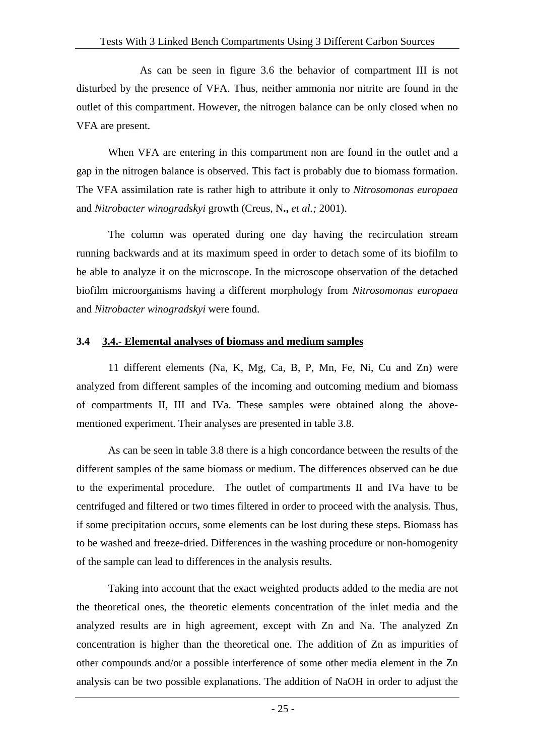As can be seen in figure 3.6 the behavior of compartment III is not disturbed by the presence of VFA. Thus, neither ammonia nor nitrite are found in the outlet of this compartment. However, the nitrogen balance can be only closed when no VFA are present.

When VFA are entering in this compartment non are found in the outlet and a gap in the nitrogen balance is observed. This fact is probably due to biomass formation. The VFA assimilation rate is rather high to attribute it only to *Nitrosomonas europaea* and *Nitrobacter winogradskyi* growth (Creus, N**.,** *et al.;* 2001).

The column was operated during one day having the recirculation stream running backwards and at its maximum speed in order to detach some of its biofilm to be able to analyze it on the microscope. In the microscope observation of the detached biofilm microorganisms having a different morphology from *Nitrosomonas europaea* and *Nitrobacter winogradskyi* were found.

## 3.4 3.4.- Elemental analyses of biomass and medium samples

11 different elements (Na, K, Mg, Ca, B, P, Mn, Fe, Ni, Cu and Zn) were analyzed from different samples of the incoming and outcoming medium and biomass of compartments II, III and IVa. These samples were obtained along the above-mentioned experiment. Their analyses are presented in table 3.8.

As can be seen in table 3.8 there is a high concordance between the results of the different samples of the same biomass or medium. The differences observed can be due to the experimental procedure. The outlet of compartments II and IVa have to be centrifuged and filtered or two times filtered in order to proceed with the analysis. Thus, if some precipitation occurs, some elements can be lost during these steps. Biomass has to be washed and freeze-dried. Differences in the washing procedure or non-homogenity of the sample can lead to differences in the analysis results.

Taking into account that the exact weighted products added to the media are not the theoretical ones, the theoretic elements concentration of the inlet media and the analyzed results are in high agreement, except with Zn and Na. The analyzed Zn concentration is higher than the theoretical one. The addition of Zn as impurities of other compounds and/or a possible interference of some other media element in the Zn analysis can be two possible explanations. The addition of NaOH in order to adjust the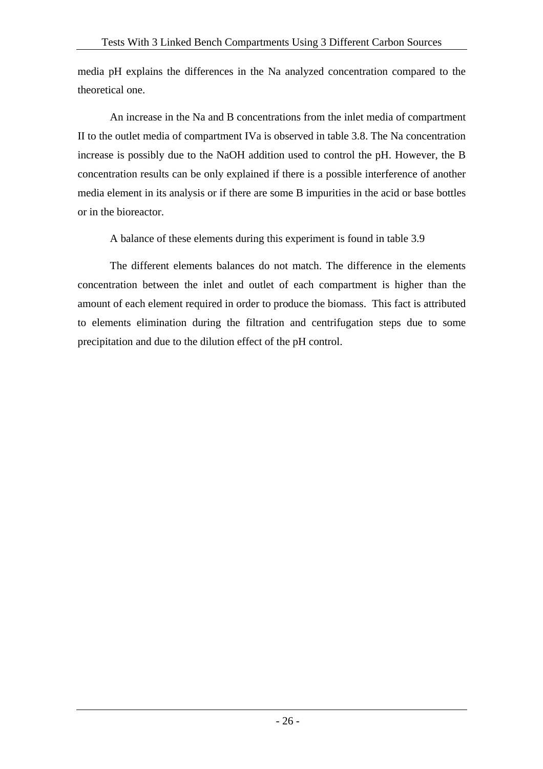media pH explains the differences in the Na analyzed concentration compared to the theoretical one.

An increase in the Na and B concentrations from the inlet media of compartment II to the outlet media of compartment IVa is observed in table 3.8. The Na concentration increase is possibly due to the NaOH addition used to control the pH. However, the B concentration results can be only explained if there is a possible interference of another media element in its analysis or if there are some B impurities in the acid or base bottles or in the bioreactor.

A balance of these elements during this experiment is found in table 3.9

The different elements balances do not match. The difference in the elements concentration between the inlet and outlet of each compartment is higher than the amount of each element required in order to produce the biomass. This fact is attributed to elements elimination during the filtration and centrifugation steps due to some precipitation and due to the dilution effect of the pH control.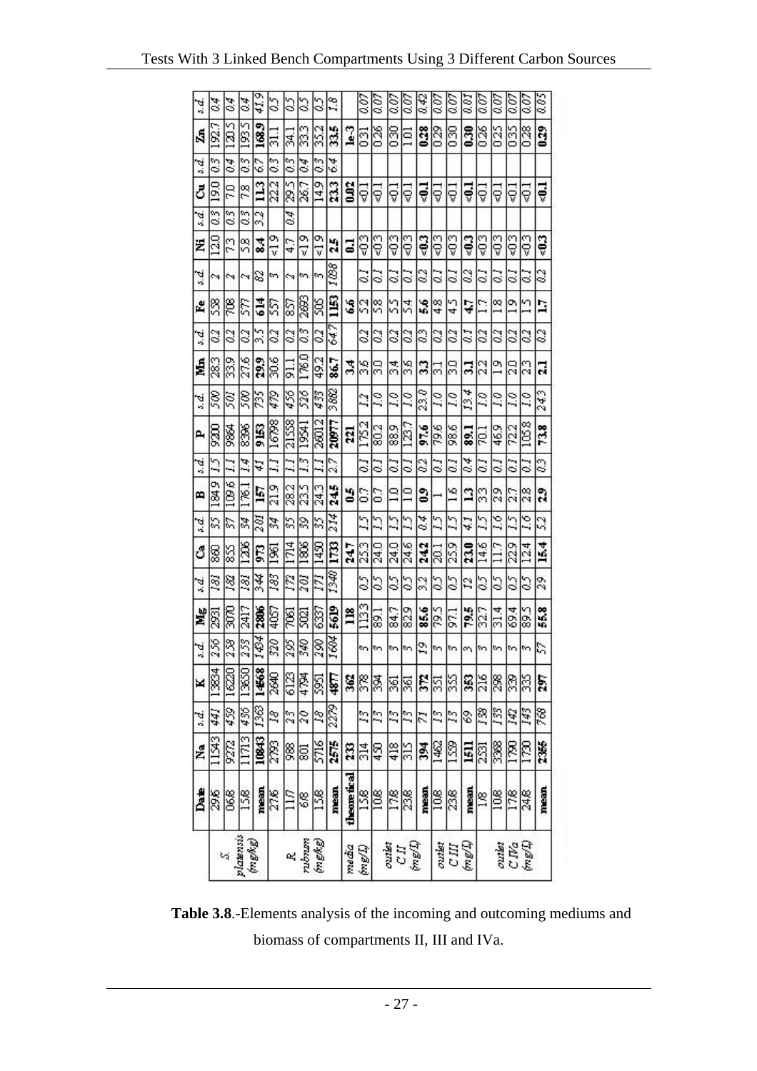| | Date | Na | s.d. | K | s.d. | Mg | s.d. | Ca | s.d. | B | s.d. | P | s.d. | Mn | s.d. | Fe | s.d. | Ni | s.d. | Cu | s.d. | Zn | s.d. |
|---|---|---|---|---|---|---|---|---|---|---|---|---|---|---|---|---|---|---|---|---|---|---|---|
| *S. platensis* (mg/Kg) | 29.6 | 11543 | 441 | 13834 | 256 | 2931 | 181 | 860 | 35 | 184.9 | 1.5 | 9200 | 500 | 28.3 | 0.2 | 538 | 2 | 12.0 | 0.3 | 19.0 | 0.3 | 192.7 | 0.4 |
| | 06.8 | 9272 | 459 | 16220 | 258 | 3000 | 182 | 855 | 37 | 109.6 | 1.1 | 9864 | 501 | 33.9 | 0.2 | 708 | 2 | 7.3 | 0.3 | 7.0 | 0.4 | 120.5 | 0.4 |
| | 15.8 | 11713 | 436 | 13650 | 253 | 2417 | 181 | 1206 | 34 | 176.1 | 1.4 | 8396 | 500 | 27.6 | 0.2 | 577 | 2 | 5.8 | 0.3 | 7.8 | 0.3 | 193.5 | 0.4 |
| | **mean** | **10843** | 1363 | **14568** | 1434 | **2806** | 344 | **973** | 201 | **157** | 41 | **9153** | 735 | **29.9** | 3.5 | **614** | 82 | **8.4** | 3.2 | **11.3** | 6.7 | **168.9** | 41.9 |
| *R. rubrum* (mg/Kg) | 27.6 | 2793 | 18 | 2640 | 320 | 4057 | 183 | 1961 | 34 | 21.9 | 1.1 | 16798 | 479 | 30.6 | 0.2 | 557 | 3 | <1.9 | | 22.2 | 0.3 | 31.1 | 0.5 |
| | 11.7 | 988 | 23 | 6123 | 295 | 7061 | 172 | 1714 | 35 | 28.2 | 1.1 | 21558 | 456 | 91.1 | 0.2 | 857 | 2 | 4.7 | 0.4 | 29.5 | 0.3 | 34.1 | 0.5 |
| | 6.8 | 801 | 20 | 4794 | 340 | 5021 | 201 | 1806 | 39 | 23.5 | 1.3 | 19541 | 526 | 176.0 | 0.3 | 2693 | 3 | <1.9 | | 26.7 | 0.4 | 33.3 | 0.5 |
| | 15.8 | 5716 | 18 | 5951 | 290 | 6337 | 171 | 1450 | 35 | 24.3 | 1.1 | 26012 | 433 | 49.2 | 0.2 | 505 | 3 | <1.9 | | 14.9 | 0.3 | 35.2 | 0.5 |
| | **mean** | **2575** | 2279 | **4877** | 1604 | **5619** | 1340 | **1733** | 214 | **24.5** | 2.7 | **20977** | 3882 | **86.7** | 64.7 | **1153** | 1038 | **2.5** | | **23.3** | 6.4 | **33.5** | 1.8 |
| media (mg/L) | **theoretical** | **233** | | **362** | | **118** | | **24.7** | | **0.5** | | **221** | | **3.4** | | **6.6** | | **0.1** | | **0.02** | | **1e-3** | |
| | 15.8 | 314 | 13 | 378 | 3 | 113.3 | 0.5 | 25.3 | 1.5 | 0.7 | 0.1 | 175.2 | 1.2 | 3.6 | 0.2 | 5.2 | 0.1 | <0.3 | | <0.1 | | 0.31 | 0.07 |
| | 10.8 | 450 | 13 | 394 | 3 | 89.1 | 0.5 | 24.0 | 1.5 | 0.7 | 0.1 | 80.2 | 1.0 | 3.0 | 0.2 | 5.8 | 0.1 | <0.3 | | <0.1 | | 0.26 | 0.07 |
| outlet CII (mg/L) | 17.8 | 418 | 13 | 361 | 3 | 84.7 | 0.5 | 24.0 | 1.5 | 1.0 | 0.1 | 88.9 | 1.0 | 3.4 | 0.2 | 5.5 | 0.1 | <0.3 | | <0.1 | | 0.30 | 0.07 |
| | 23.8 | 315 | 13 | 361 | 3 | 82.9 | 0.5 | 24.6 | 1.5 | 1.0 | 0.1 | 123.7 | 1.0 | 3.6 | 0.2 | 5.4 | 0.1 | <0.3 | | <0.1 | | 1.01 | 0.07 |
| | **mean** | **394** | 71 | **372** | 19 | **85.6** | 3.2 | **24.2** | 0.4 | **0.9** | 0.2 | **97.6** | 23.0 | **3.3** | 0.3 | **5.6** | 0.2 | **<0.3** | | **<0.1** | | **0.28** | 0.42 |
| outlet CIII (mg/L) | 10.8 | 1462 | 13 | 351 | 3 | 79.5 | 0.5 | 20.1 | 1.5 | 1 | 0.1 | 79.6 | 1.0 | 3.1 | 0.2 | 4.8 | 0.1 | <0.3 | | <0.1 | | 0.29 | 0.07 |
| | 23.8 | 1559 | 13 | 355 | 3 | 97.1 | 0.5 | 25.9 | 1.5 | 1.6 | 0.1 | 98.6 | 1.0 | 3.0 | 0.2 | 4.5 | 0.1 | <0.3 | | <0.1 | | 0.30 | 0.07 |
| | **mean** | **1511** | 69 | **353** | 3 | **79.5** | 12 | **23.0** | 4.1 | **1.3** | 0.4 | **89.1** | 13.4 | **3.1** | 0.1 | **4.7** | 0.2 | **<0.3** | | **<0.1** | | **0.30** | 0.01 |
| outlet CIVa (mg/L) | 1.8 | 2531 | 138 | 216 | 3 | 32.7 | 0.5 | 14.6 | 1.5 | 3.3 | 0.1 | 70.1 | 1.0 | 2.2 | 0.2 | 1.7 | 0.1 | <0.3 | | <0.1 | | 0.26 | 0.07 |
| | 10.8 | 3368 | 133 | 298 | 3 | 31.4 | 0.5 | 11.7 | 1.6 | 2.9 | 0.1 | 46.9 | 1.0 | 1.9 | 0.2 | 1.8 | 0.1 | <0.3 | | <0.1 | | 0.25 | 0.07 |
| | 17.8 | 1790 | 142 | 339 | 3 | 69.4 | 0.5 | 22.9 | 1.5 | 2.7 | 0.1 | 72.2 | 1.0 | 2.0 | 0.2 | 1.9 | 0.1 | <0.3 | | <0.1 | | 0.35 | 0.07 |
| | 24.8 | 1730 | 143 | 335 | 3 | 89.5 | 0.5 | 12.4 | 1.6 | 2.8 | 0.1 | 105.8 | 1.0 | 2.3 | 0.2 | 1.5 | 0.1 | <0.3 | | <0.1 | | 0.28 | 0.07 |
| | **mean** | **2355** | 768 | **297** | 57 | **55.8** | 29 | **15.4** | 5.2 | **2.9** | 0.3 | **73.8** | 24.3 | **2.1** | 0.2 | **1.7** | 0.2 | **<0.3** | | **<0.1** | | **0.29** | 0.05 |

**Table 3.8**.-Elements analysis of the incoming and outcoming mediums and biomass of compartments II, III and IVa.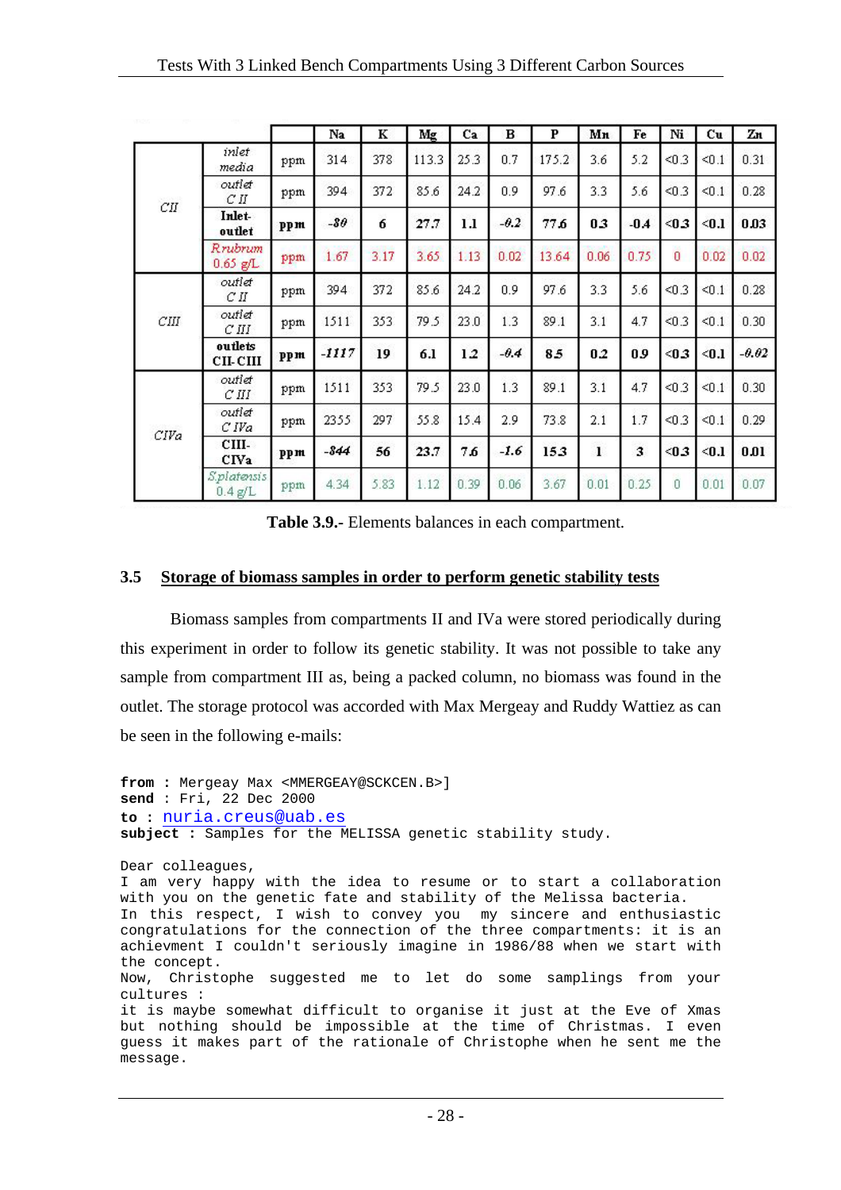| | | | Na | K | Mg | Ca | B | P | Mn | Fe | Ni | Cu | Zn |
|---|---|---|---|---|---|---|---|---|---|---|---|---|---|
| CII | *inlet media* | ppm | 314 | 378 | 113.3 | 25.3 | 0.7 | 175.2 | 3.6 | 5.2 | <0.3 | <0.1 | 0.31 |
| | *outlet C II* | ppm | 394 | 372 | 85.6 | 24.2 | 0.9 | 97.6 | 3.3 | 5.6 | <0.3 | <0.1 | 0.28 |
| | **Inlet-outlet** | **ppm** | ***-80*** | **6** | **27.7** | **1.1** | ***-0.2*** | **77.6** | **0.3** | **-0.4** | **<0.3** | **<0.1** | **0.03** |
| | *Rrubrum* 0.65 g/L | ppm | 1.67 | 3.17 | 3.65 | 1.13 | 0.02 | 13.64 | 0.06 | 0.75 | 0 | 0.02 | 0.02 |
| CIII | *outlet C II* | ppm | 394 | 372 | 85.6 | 24.2 | 0.9 | 97.6 | 3.3 | 5.6 | <0.3 | <0.1 | 0.28 |
| | *outlet C III* | ppm | 1511 | 353 | 79.5 | 23.0 | 1.3 | 89.1 | 3.1 | 4.7 | <0.3 | <0.1 | 0.30 |
| | **outlets CII-CIII** | **ppm** | ***-1117*** | **19** | **6.1** | **1.2** | ***-0.4*** | **8.5** | **0.2** | **0.9** | **<0.3** | **<0.1** | ***-0.02*** |
| CIVa | *outlet C III* | ppm | 1511 | 353 | 79.5 | 23.0 | 1.3 | 89.1 | 3.1 | 4.7 | <0.3 | <0.1 | 0.30 |
| | *outlet C IVa* | ppm | 2355 | 297 | 55.8 | 15.4 | 2.9 | 73.8 | 2.1 | 1.7 | <0.3 | <0.1 | 0.29 |
| | **CIII-CIVa** | **ppm** | ***-844*** | **56** | **23.7** | **7.6** | ***-1.6*** | **15.3** | **1** | **3** | **<0.3** | **<0.1** | **0.01** |
| | *Splatensis* 0.4 g/L | ppm | 4.34 | 5.83 | 1.12 | 0.39 | 0.06 | 3.67 | 0.01 | 0.25 | 0 | 0.01 | 0.07 |

**Table 3.9.-** Elements balances in each compartment.

## 3.5 Storage of biomass samples in order to perform genetic stability tests

Biomass samples from compartments II and IVa were stored periodically during this experiment in order to follow its genetic stability. It was not possible to take any sample from compartment III as, being a packed column, no biomass was found in the outlet. The storage protocol was accorded with Max Mergeay and Ruddy Wattiez as can be seen in the following e-mails:

**from :** Mergeay Max <MMERGEAY@SCKCEN.B>]
**send :** Fri, 22 Dec 2000
**to :** nuria.creus@uab.es
**subject :** Samples for the MELISSA genetic stability study.

Dear colleagues,
I am very happy with the idea to resume or to start a collaboration with you on the genetic fate and stability of the Melissa bacteria.
In this respect, I wish to convey you my sincere and enthusiastic congratulations for the connection of the three compartments: it is an achievment I couldn't seriously imagine in 1986/88 when we start with the concept.
Now, Christophe suggested me to let do some samplings from your cultures :
it is maybe somewhat difficult to organise it just at the Eve of Xmas but nothing should be impossible at the time of Christmas. I even guess it makes part of the rationale of Christophe when he sent me the message.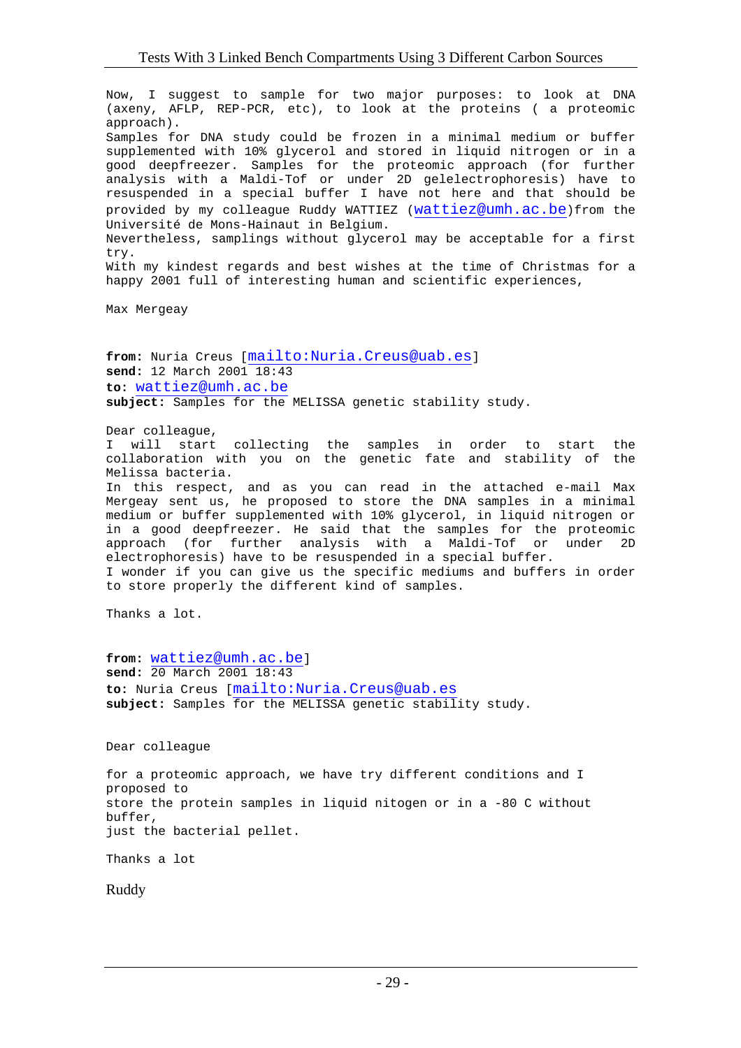Now, I suggest to sample for two major purposes: to look at DNA (axeny, AFLP, REP-PCR, etc), to look at the proteins ( a proteomic approach).
Samples for DNA study could be frozen in a minimal medium or buffer supplemented with 10% glycerol and stored in liquid nitrogen or in a good deepfreezer. Samples for the proteomic approach (for further analysis with a Maldi-Tof or under 2D gelelectrophoresis) have to resuspended in a special buffer I have not here and that should be provided by my colleague Ruddy WATTIEZ (wattiez@umh.ac.be)from the Université de Mons-Hainaut in Belgium.
Nevertheless, samplings without glycerol may be acceptable for a first try.
With my kindest regards and best wishes at the time of Christmas for a happy 2001 full of interesting human and scientific experiences,

Max Mergeay

**from:** Nuria Creus [mailto:Nuria.Creus@uab.es]
**send:** 12 March 2001 18:43
**to:** wattiez@umh.ac.be
**subject:** Samples for the MELISSA genetic stability study.

Dear colleague,
I will start collecting the samples in order to start the collaboration with you on the genetic fate and stability of the Melissa bacteria.
In this respect, and as you can read in the attached e-mail Max Mergeay sent us, he proposed to store the DNA samples in a minimal medium or buffer supplemented with 10% glycerol, in liquid nitrogen or in a good deepfreezer. He said that the samples for the proteomic approach (for further analysis with a Maldi-Tof or under 2D electrophoresis) have to be resuspended in a special buffer.
I wonder if you can give us the specific mediums and buffers in order to store properly the different kind of samples.

Thanks a lot.

**from:** wattiez@umh.ac.be]
**send:** 20 March 2001 18:43
**to:** Nuria Creus [mailto:Nuria.Creus@uab.es
**subject:** Samples for the MELISSA genetic stability study.

Dear colleague

for a proteomic approach, we have try different conditions and I proposed to
store the protein samples in liquid nitogen or in a -80 C without buffer,
just the bacterial pellet.

Thanks a lot

Ruddy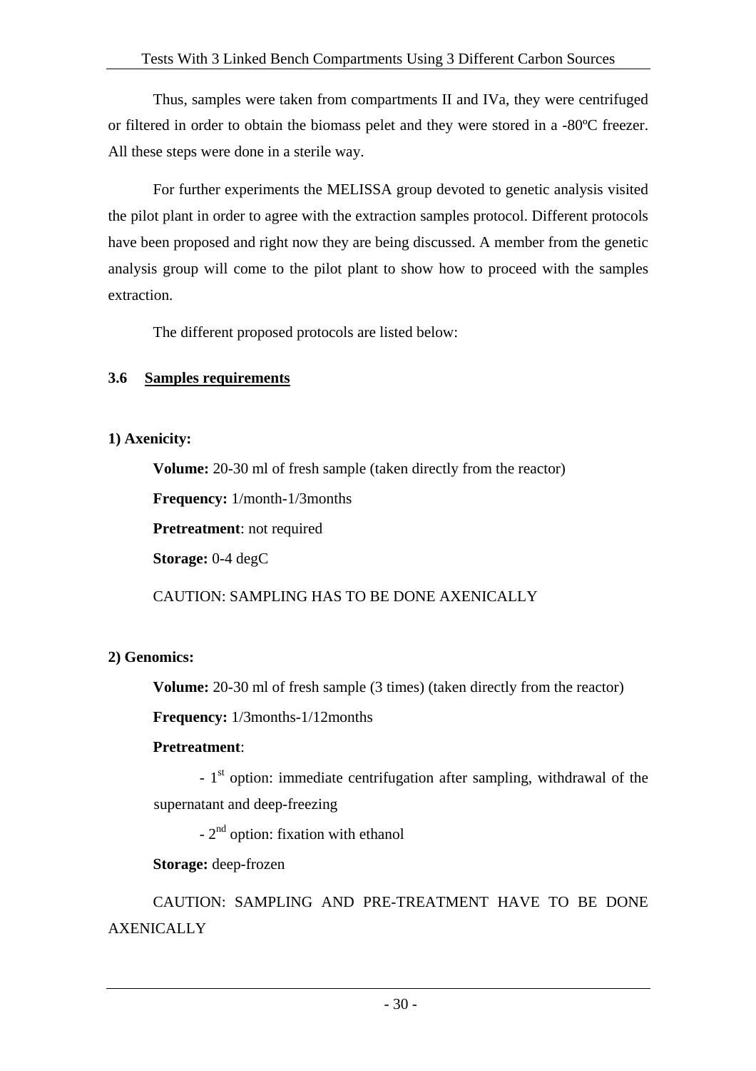Thus, samples were taken from compartments II and IVa, they were centrifuged or filtered in order to obtain the biomass pelet and they were stored in a -80ºC freezer. All these steps were done in a sterile way.

For further experiments the MELISSA group devoted to genetic analysis visited the pilot plant in order to agree with the extraction samples protocol. Different protocols have been proposed and right now they are being discussed. A member from the genetic analysis group will come to the pilot plant to show how to proceed with the samples extraction.

The different proposed protocols are listed below:

### 3.6 Samples requirements

**1) Axenicity:**

**Volume:** 20-30 ml of fresh sample (taken directly from the reactor)

**Frequency:** 1/month-1/3months

**Pretreatment**: not required

**Storage:** 0-4 degC

CAUTION: SAMPLING HAS TO BE DONE AXENICALLY

**2) Genomics:**

**Volume:** 20-30 ml of fresh sample (3 times) (taken directly from the reactor)

**Frequency:** 1/3months-1/12months

**Pretreatment**:

- 1st option: immediate centrifugation after sampling, withdrawal of the supernatant and deep-freezing

- 2nd option: fixation with ethanol

**Storage:** deep-frozen

CAUTION: SAMPLING AND PRE-TREATMENT HAVE TO BE DONE AXENICALLY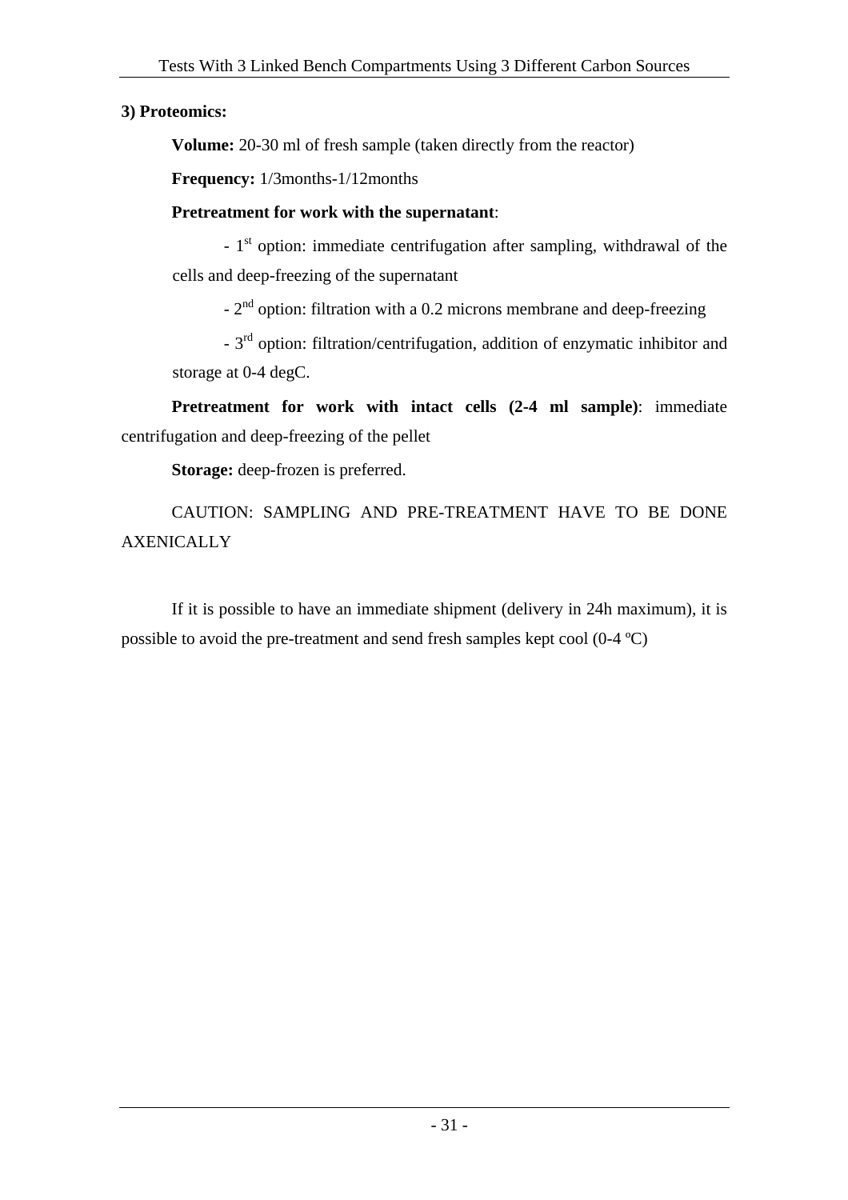**3) Proteomics:**

**Volume:** 20-30 ml of fresh sample (taken directly from the reactor)

**Frequency:** 1/3months-1/12months

**Pretreatment for work with the supernatant**:

- 1$^{st}$ option: immediate centrifugation after sampling, withdrawal of the cells and deep-freezing of the supernatant
- 2$^{nd}$ option: filtration with a 0.2 microns membrane and deep-freezing
- 3$^{rd}$ option: filtration/centrifugation, addition of enzymatic inhibitor and storage at 0-4 degC.

**Pretreatment for work with intact cells (2-4 ml sample)**: immediate centrifugation and deep-freezing of the pellet

**Storage:** deep-frozen is preferred.

CAUTION: SAMPLING AND PRE-TREATMENT HAVE TO BE DONE AXENICALLY

If it is possible to have an immediate shipment (delivery in 24h maximum), it is possible to avoid the pre-treatment and send fresh samples kept cool (0-4 ºC)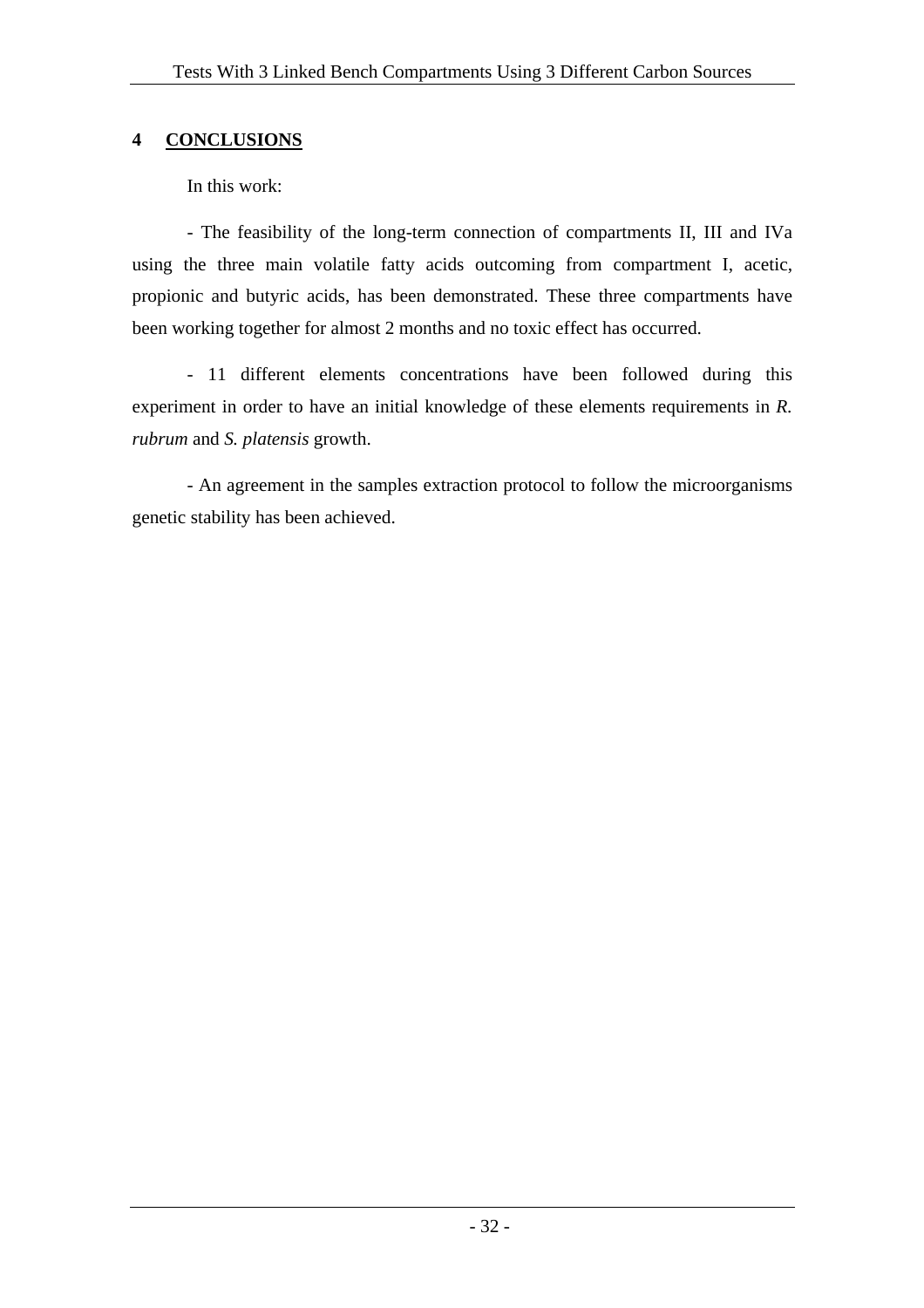# 4 CONCLUSIONS

In this work:

- The feasibility of the long-term connection of compartments II, III and IVa using the three main volatile fatty acids outcoming from compartment I, acetic, propionic and butyric acids, has been demonstrated. These three compartments have been working together for almost 2 months and no toxic effect has occurred.

- 11 different elements concentrations have been followed during this experiment in order to have an initial knowledge of these elements requirements in *R. rubrum* and *S. platensis* growth.

- An agreement in the samples extraction protocol to follow the microorganisms genetic stability has been achieved.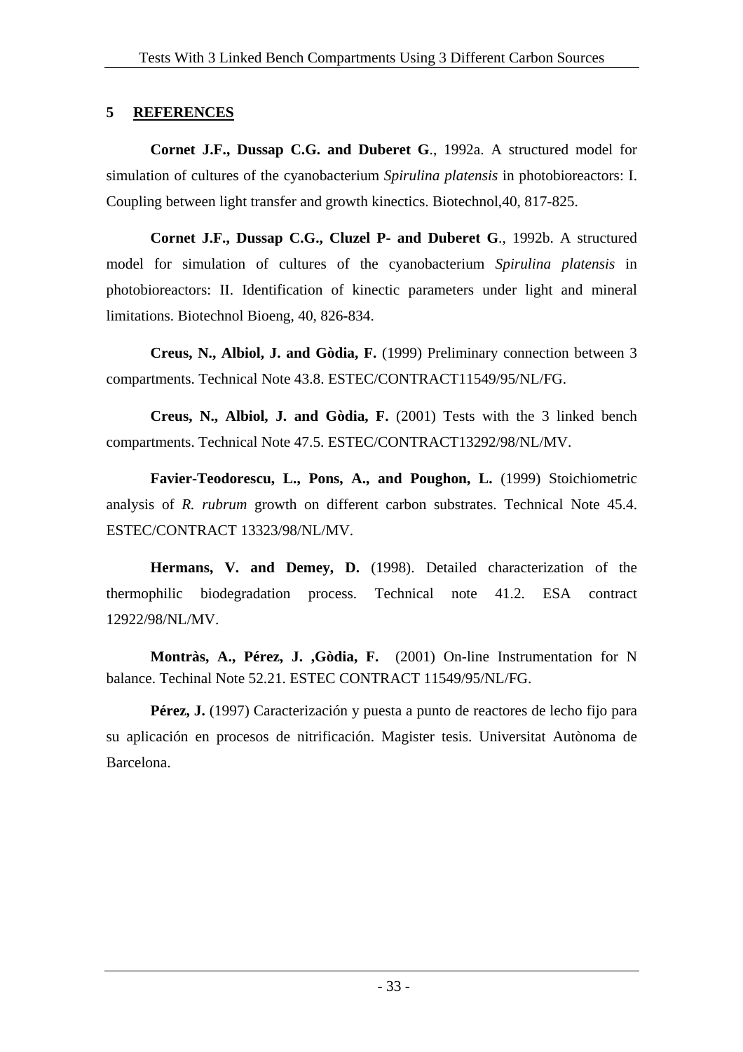## 5 REFERENCES

**Cornet J.F., Dussap C.G. and Duberet G**., 1992a. A structured model for simulation of cultures of the cyanobacterium *Spirulina platensis* in photobioreactors: I. Coupling between light transfer and growth kinectics. Biotechnol,40, 817-825.

**Cornet J.F., Dussap C.G., Cluzel P- and Duberet G**., 1992b. A structured model for simulation of cultures of the cyanobacterium *Spirulina platensis* in photobioreactors: II. Identification of kinectic parameters under light and mineral limitations. Biotechnol Bioeng, 40, 826-834.

**Creus, N., Albiol, J. and Gòdia, F.** (1999) Preliminary connection between 3 compartments. Technical Note 43.8. ESTEC/CONTRACT11549/95/NL/FG.

**Creus, N., Albiol, J. and Gòdia, F.** (2001) Tests with the 3 linked bench compartments. Technical Note 47.5. ESTEC/CONTRACT13292/98/NL/MV.

**Favier-Teodorescu, L., Pons, A., and Poughon, L.** (1999) Stoichiometric analysis of *R. rubrum* growth on different carbon substrates. Technical Note 45.4. ESTEC/CONTRACT 13323/98/NL/MV.

**Hermans, V. and Demey, D.** (1998). Detailed characterization of the thermophilic biodegradation process. Technical note 41.2. ESA contract 12922/98/NL/MV.

**Montràs, A., Pérez, J. ,Gòdia, F.** (2001) On-line Instrumentation for N balance. Techinal Note 52.21. ESTEC CONTRACT 11549/95/NL/FG.

**Pérez, J.** (1997) Caracterización y puesta a punto de reactores de lecho fijo para su aplicación en procesos de nitrificación. Magister tesis. Universitat Autònoma de Barcelona.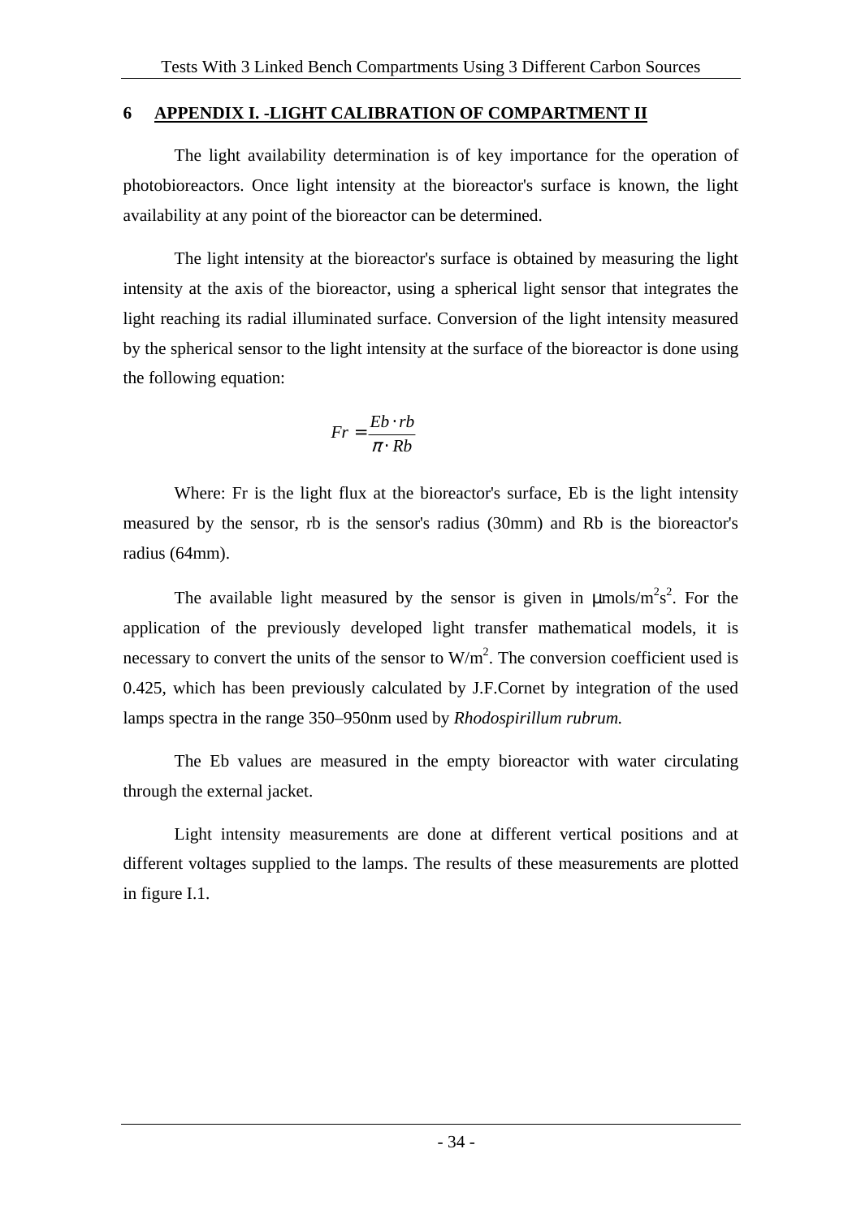# 6 APPENDIX I. -LIGHT CALIBRATION OF COMPARTMENT II

The light availability determination is of key importance for the operation of photobioreactors. Once light intensity at the bioreactor's surface is known, the light availability at any point of the bioreactor can be determined.

The light intensity at the bioreactor's surface is obtained by measuring the light intensity at the axis of the bioreactor, using a spherical light sensor that integrates the light reaching its radial illuminated surface. Conversion of the light intensity measured by the spherical sensor to the light intensity at the surface of the bioreactor is done using the following equation:

$$Fr = \frac{Eb \cdot rb}{\pi \cdot Rb}$$

Where: Fr is the light flux at the bioreactor's surface, Eb is the light intensity measured by the sensor, rb is the sensor's radius (30mm) and Rb is the bioreactor's radius (64mm).

The available light measured by the sensor is given in $\mu$mols/$m^2s^2$. For the application of the previously developed light transfer mathematical models, it is necessary to convert the units of the sensor to W/$m^2$. The conversion coefficient used is 0.425, which has been previously calculated by J.F.Cornet by integration of the used lamps spectra in the range 350–950nm used by *Rhodospirillum rubrum.*

The Eb values are measured in the empty bioreactor with water circulating through the external jacket.

Light intensity measurements are done at different vertical positions and at different voltages supplied to the lamps. The results of these measurements are plotted in figure I.1.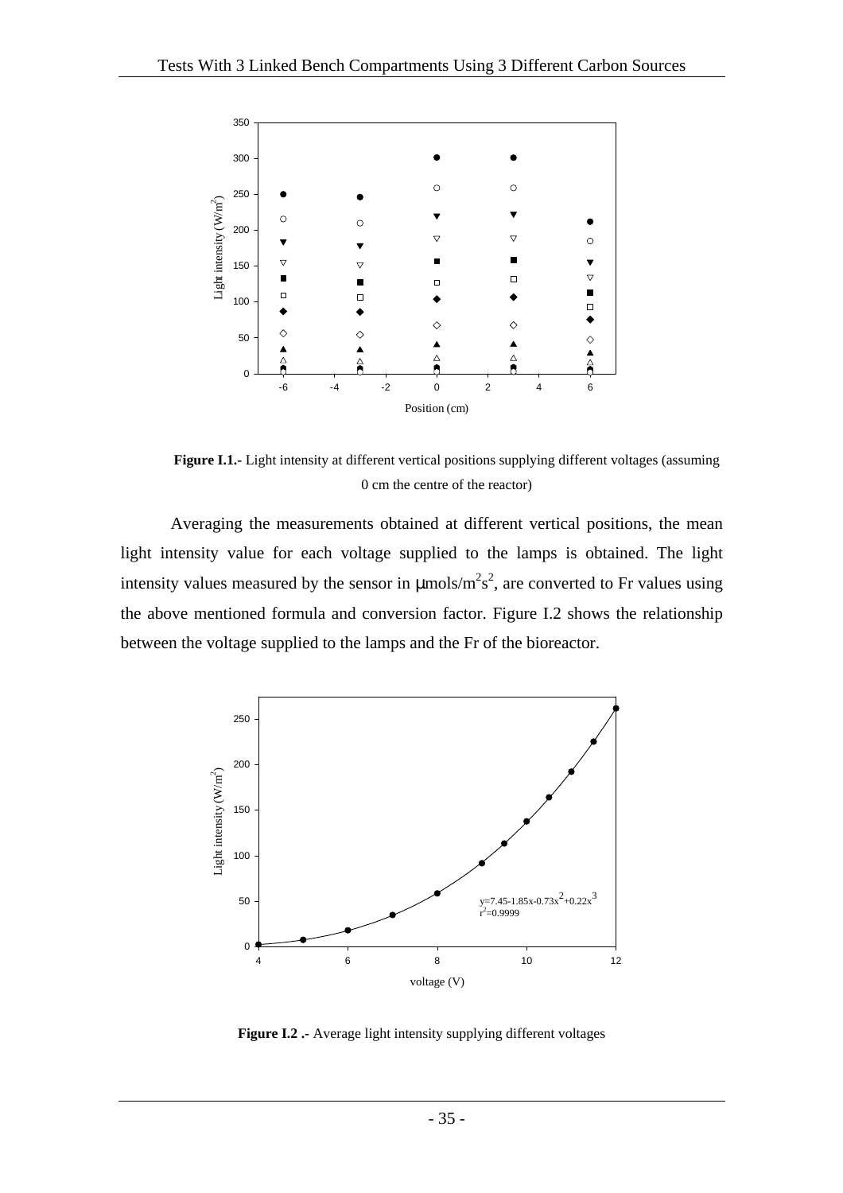**Figure I.1.-** Light intensity at different vertical positions supplying different voltages (assuming 0 cm the centre of the reactor)

Averaging the measurements obtained at different vertical positions, the mean light intensity value for each voltage supplied to the lamps is obtained. The light intensity values measured by the sensor in $\mu$mols/m$^2$s$^2$, are converted to Fr values using the above mentioned formula and conversion factor. Figure I.2 shows the relationship between the voltage supplied to the lamps and the Fr of the bioreactor.

**Figure I.2 .-** Average light intensity supplying different voltages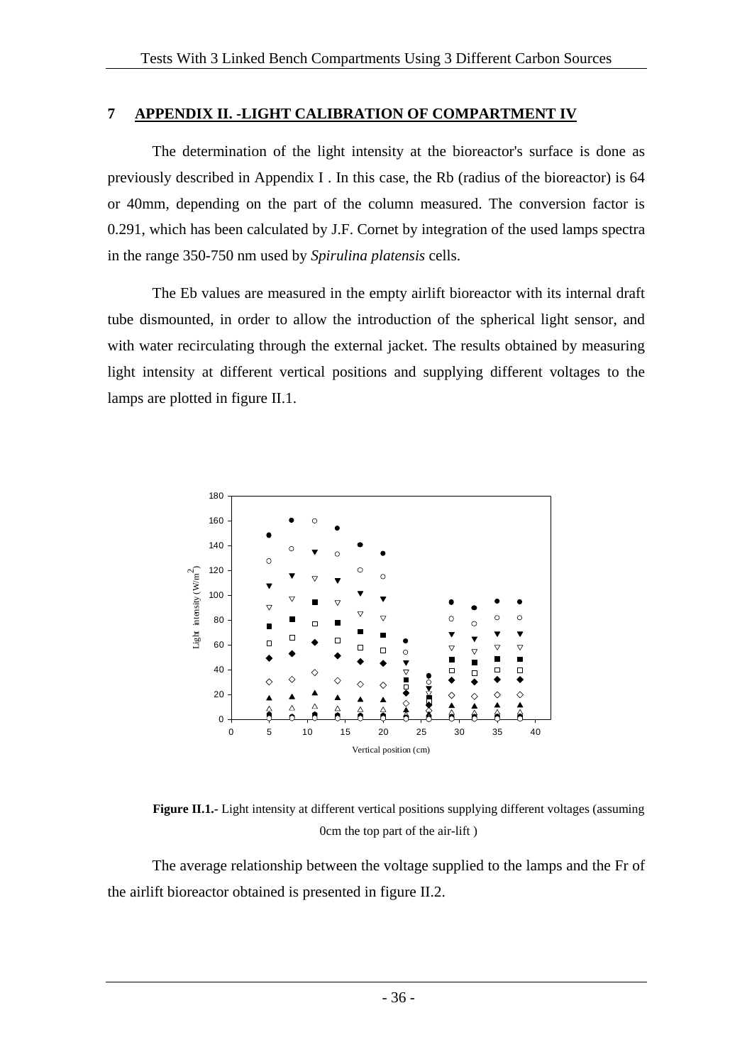## 7 APPENDIX II. -LIGHT CALIBRATION OF COMPARTMENT IV

The determination of the light intensity at the bioreactor's surface is done as previously described in Appendix I . In this case, the Rb (radius of the bioreactor) is 64 or 40mm, depending on the part of the column measured. The conversion factor is 0.291, which has been calculated by J.F. Cornet by integration of the used lamps spectra in the range 350-750 nm used by *Spirulina platensis* cells.

The Eb values are measured in the empty airlift bioreactor with its internal draft tube dismounted, in order to allow the introduction of the spherical light sensor, and with water recirculating through the external jacket. The results obtained by measuring light intensity at different vertical positions and supplying different voltages to the lamps are plotted in figure II.1.

**Figure II.1.-** Light intensity at different vertical positions supplying different voltages (assuming 0cm the top part of the air-lift )

The average relationship between the voltage supplied to the lamps and the Fr of the airlift bioreactor obtained is presented in figure II.2.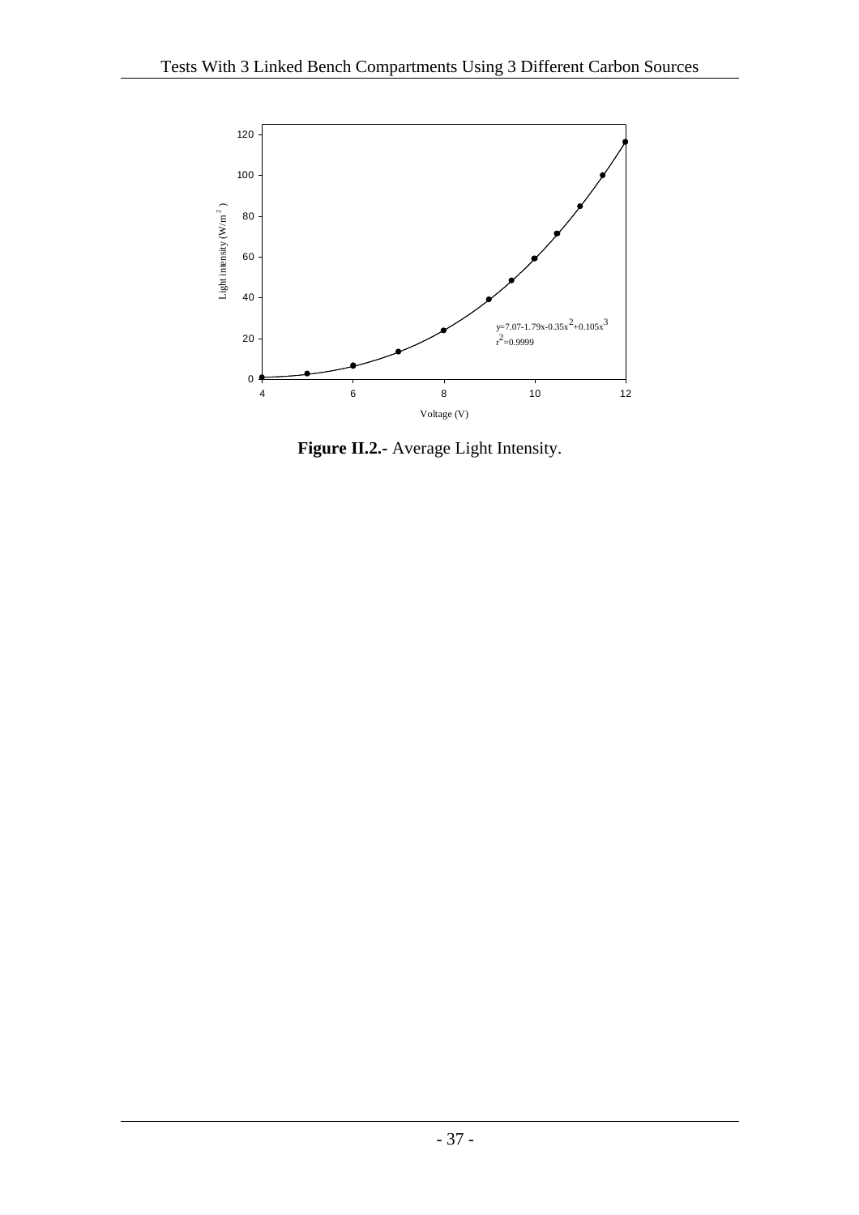Light intensity (W/m$^2$)

120

100

80

60

40

20

0

4

6

8

10

12

Voltage (V)

$y=7.07-1.79x-0.35x^2+0.105x^3$

$r^2=0.9999$

**Figure II.2.-** Average Light Intensity.